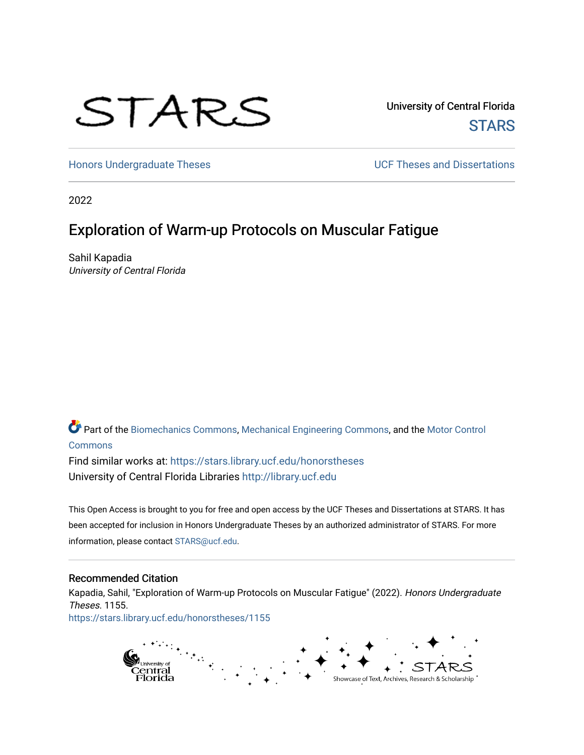University of Central Florida

STARS

Honors Undergraduate Theses

UCF Theses and Dissertations

2022

# Exploration of Warm-up Protocols on Muscular Fatigue

Sahil Kapadia
*University of Central Florida*

Part of the Biomechanics Commons, Mechanical Engineering Commons, and the Motor Control Commons

Find similar works at: https://stars.library.ucf.edu/honorstheses
University of Central Florida Libraries http://library.ucf.edu

This Open Access is brought to you for free and open access by the UCF Theses and Dissertations at STARS. It has been accepted for inclusion in Honors Undergraduate Theses by an authorized administrator of STARS. For more information, please contact STARS@ucf.edu.

## Recommended Citation

Kapadia, Sahil, "Exploration of Warm-up Protocols on Muscular Fatigue" (2022). *Honors Undergraduate Theses*. 1155.
https://stars.library.ucf.edu/honorstheses/1155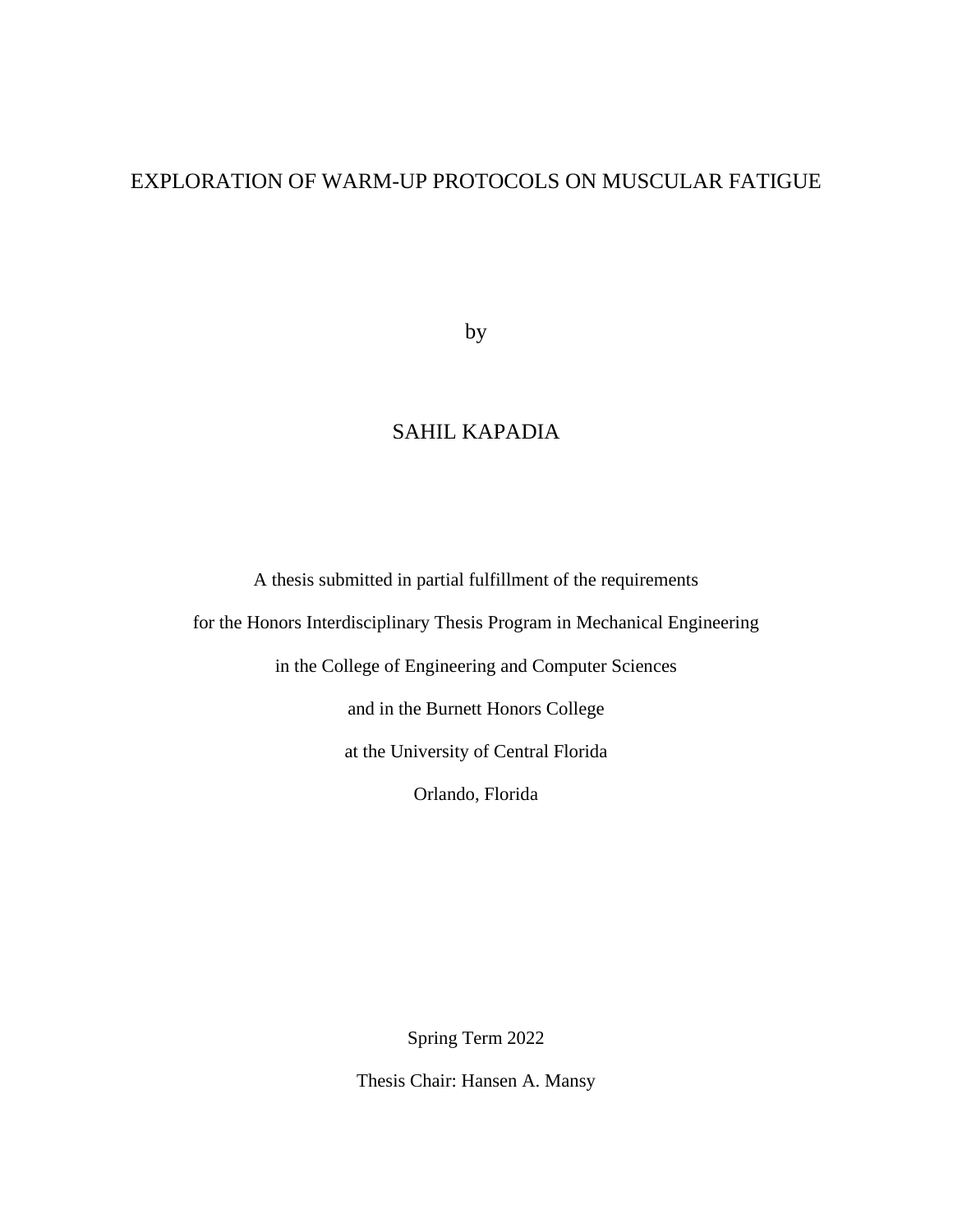# EXPLORATION OF WARM-UP PROTOCOLS ON MUSCULAR FATIGUE

by

SAHIL KAPADIA

A thesis submitted in partial fulfillment of the requirements

for the Honors Interdisciplinary Thesis Program in Mechanical Engineering

in the College of Engineering and Computer Sciences

and in the Burnett Honors College

at the University of Central Florida

Orlando, Florida

Spring Term 2022

Thesis Chair: Hansen A. Mansy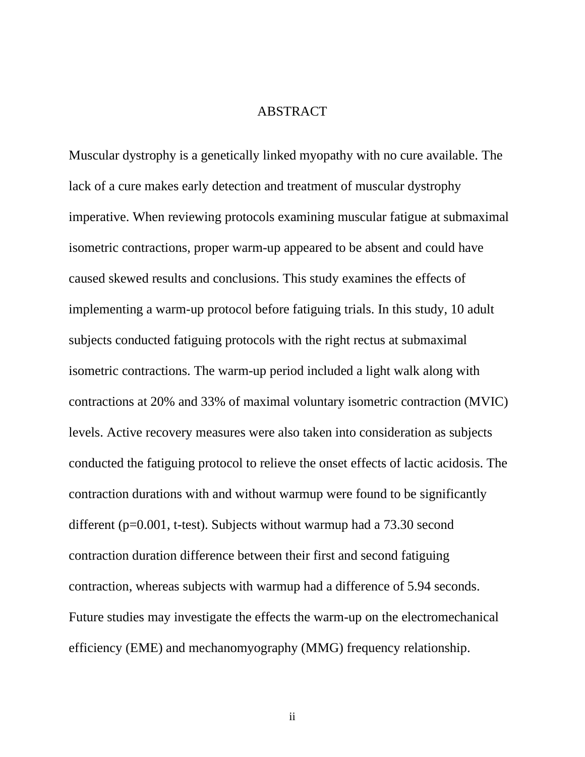# ABSTRACT

Muscular dystrophy is a genetically linked myopathy with no cure available. The lack of a cure makes early detection and treatment of muscular dystrophy imperative. When reviewing protocols examining muscular fatigue at submaximal isometric contractions, proper warm-up appeared to be absent and could have caused skewed results and conclusions. This study examines the effects of implementing a warm-up protocol before fatiguing trials. In this study, 10 adult subjects conducted fatiguing protocols with the right rectus at submaximal isometric contractions. The warm-up period included a light walk along with contractions at 20% and 33% of maximal voluntary isometric contraction (MVIC) levels. Active recovery measures were also taken into consideration as subjects conducted the fatiguing protocol to relieve the onset effects of lactic acidosis. The contraction durations with and without warmup were found to be significantly different ($p=0.001$, t-test). Subjects without warmup had a 73.30 second contraction duration difference between their first and second fatiguing contraction, whereas subjects with warmup had a difference of 5.94 seconds. Future studies may investigate the effects the warm-up on the electromechanical efficiency (EME) and mechanomyography (MMG) frequency relationship.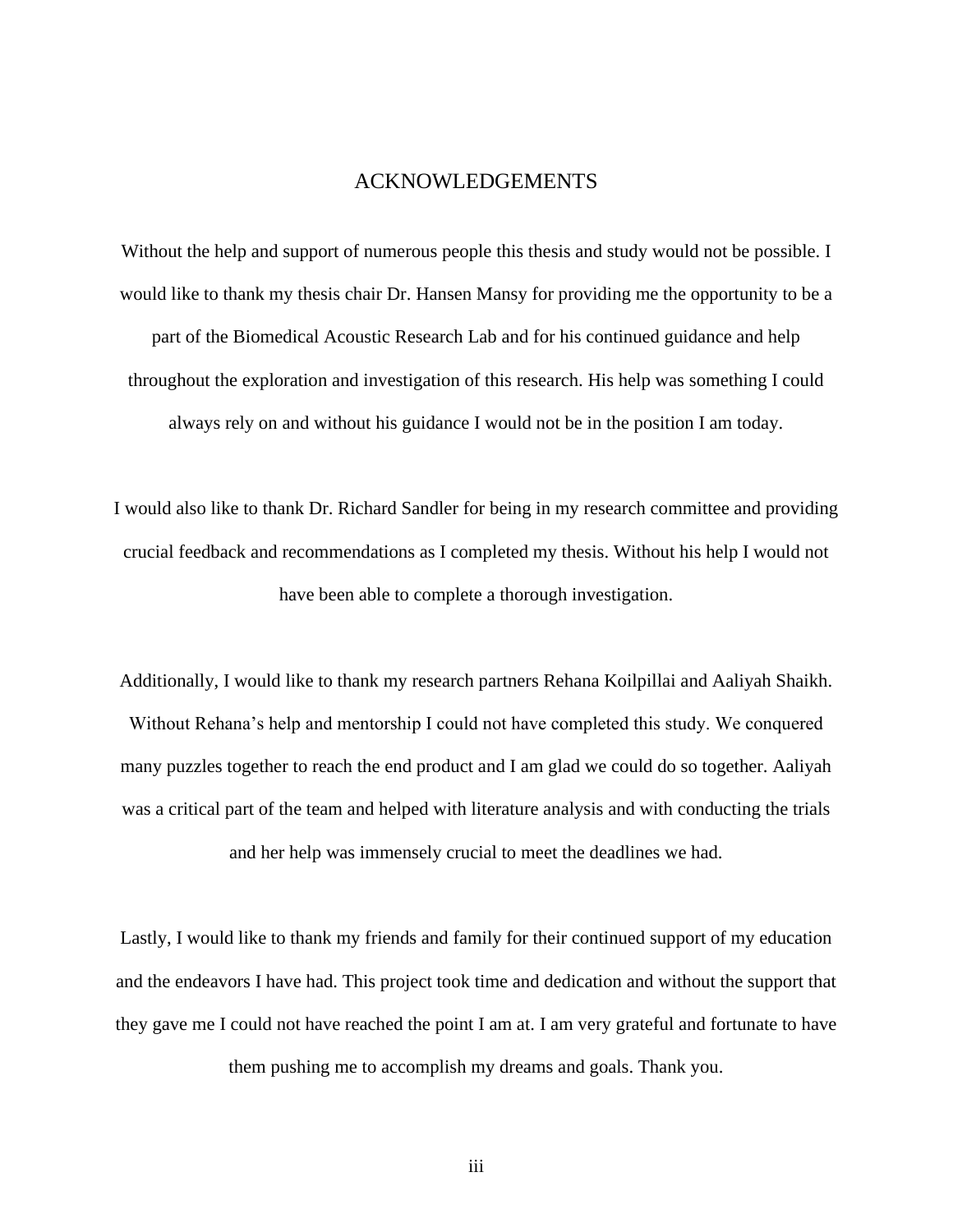# ACKNOWLEDGEMENTS

Without the help and support of numerous people this thesis and study would not be possible. I would like to thank my thesis chair Dr. Hansen Mansy for providing me the opportunity to be a part of the Biomedical Acoustic Research Lab and for his continued guidance and help throughout the exploration and investigation of this research. His help was something I could always rely on and without his guidance I would not be in the position I am today.

I would also like to thank Dr. Richard Sandler for being in my research committee and providing crucial feedback and recommendations as I completed my thesis. Without his help I would not have been able to complete a thorough investigation.

Additionally, I would like to thank my research partners Rehana Koilpillai and Aaliyah Shaikh. Without Rehana's help and mentorship I could not have completed this study. We conquered many puzzles together to reach the end product and I am glad we could do so together. Aaliyah was a critical part of the team and helped with literature analysis and with conducting the trials and her help was immensely crucial to meet the deadlines we had.

Lastly, I would like to thank my friends and family for their continued support of my education and the endeavors I have had. This project took time and dedication and without the support that they gave me I could not have reached the point I am at. I am very grateful and fortunate to have them pushing me to accomplish my dreams and goals. Thank you.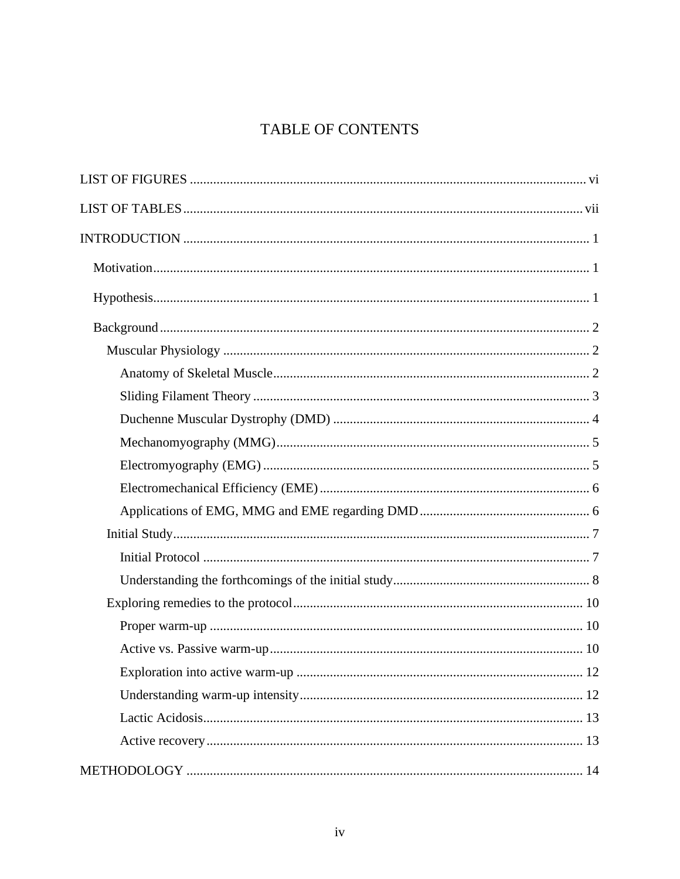# TABLE OF CONTENTS

LIST OF FIGURES ........................................................................................................... vi

LIST OF TABLES ........................................................................................................... vii

INTRODUCTION ............................................................................................................ 1

- Motivation ................................................................................................................ 1
- Hypothesis ................................................................................................................ 1
- Background ............................................................................................................... 2
  - Muscular Physiology ............................................................................................. 2
    - Anatomy of Skeletal Muscle ............................................................................. 2
    - Sliding Filament Theory ................................................................................... 3
    - Duchenne Muscular Dystrophy (DMD) ............................................................ 4
    - Mechanomyography (MMG) ............................................................................. 5
    - Electromyography (EMG) ................................................................................. 5
    - Electromechanical Efficiency (EME) ................................................................ 6
    - Applications of EMG, MMG and EME regarding DMD .................................. 6
  - Initial Study ........................................................................................................... 7
    - Initial Protocol .................................................................................................. 7
    - Understanding the forthcomings of the initial study ......................................... 8
  - Exploring remedies to the protocol ...................................................................... 10
    - Proper warm-up ............................................................................................... 10
    - Active vs. Passive warm-up ............................................................................. 10
    - Exploration into active warm-up ..................................................................... 12
    - Understanding warm-up intensity .................................................................... 12
    - Lactic Acidosis ................................................................................................. 13
    - Active recovery ................................................................................................ 13

METHODOLOGY ......................................................................................................... 14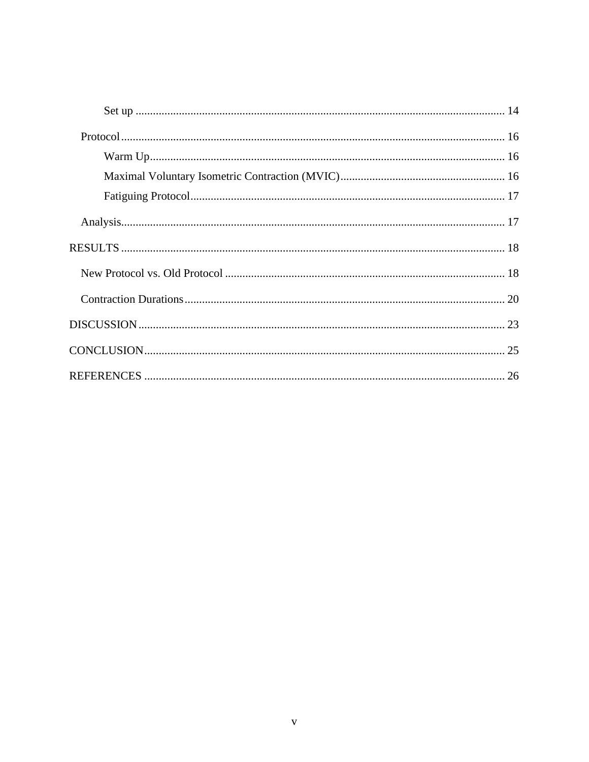Set up ............................................................................................................................ 14

Protocol ................................................................................................................................ 16

Warm Up ....................................................................................................................... 16

Maximal Voluntary Isometric Contraction (MVIC) ........................................................ 16

Fatiguing Protocol ......................................................................................................... 17

Analysis ................................................................................................................................ 17

RESULTS ................................................................................................................................ 18

New Protocol vs. Old Protocol ............................................................................................. 18

Contraction Durations ........................................................................................................... 20

DISCUSSION ........................................................................................................................... 23

CONCLUSION ......................................................................................................................... 25

REFERENCES ......................................................................................................................... 26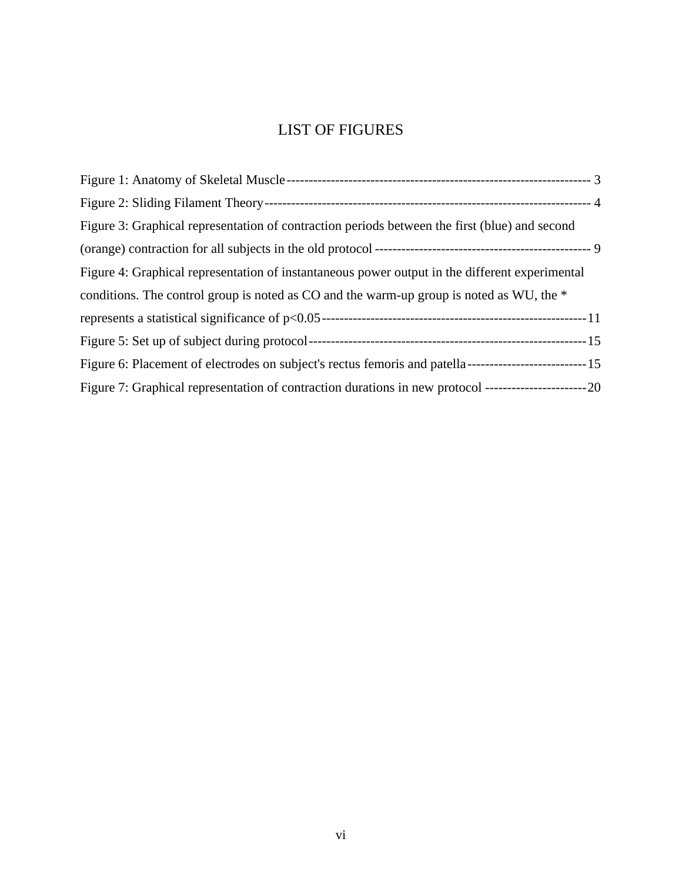# LIST OF FIGURES

Figure 1: Anatomy of Skeletal Muscle ---------------------------------------------------------------------- 3

Figure 2: Sliding Filament Theory ------------------------------------------------------------------------------ 4

Figure 3: Graphical representation of contraction periods between the first (blue) and second (orange) contraction for all subjects in the old protocol ------------------------------------------------- 9

Figure 4: Graphical representation of instantaneous power output in the different experimental conditions. The control group is noted as CO and the warm-up group is noted as WU, the * represents a statistical significance of $p<0.05$ ------------------------------------------------------------ 11

Figure 5: Set up of subject during protocol --------------------------------------------------------------- 15

Figure 6: Placement of electrodes on subject's rectus femoris and patella --------------------------- 15

Figure 7: Graphical representation of contraction durations in new protocol ----------------------- 20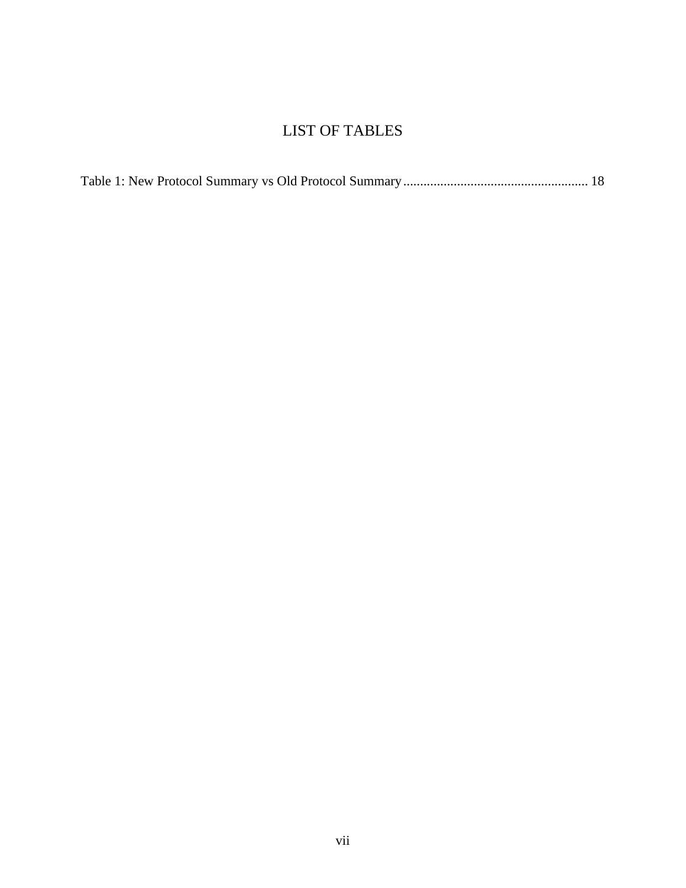# LIST OF TABLES

Table 1: New Protocol Summary vs Old Protocol Summary ....................................................... 18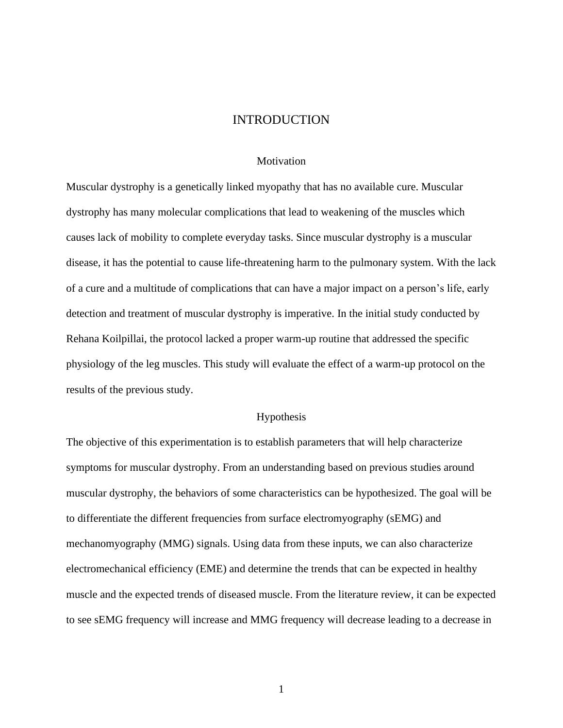# INTRODUCTION

## Motivation

Muscular dystrophy is a genetically linked myopathy that has no available cure. Muscular dystrophy has many molecular complications that lead to weakening of the muscles which causes lack of mobility to complete everyday tasks. Since muscular dystrophy is a muscular disease, it has the potential to cause life-threatening harm to the pulmonary system. With the lack of a cure and a multitude of complications that can have a major impact on a person's life, early detection and treatment of muscular dystrophy is imperative. In the initial study conducted by Rehana Koilpillai, the protocol lacked a proper warm-up routine that addressed the specific physiology of the leg muscles. This study will evaluate the effect of a warm-up protocol on the results of the previous study.

## Hypothesis

The objective of this experimentation is to establish parameters that will help characterize symptoms for muscular dystrophy. From an understanding based on previous studies around muscular dystrophy, the behaviors of some characteristics can be hypothesized. The goal will be to differentiate the different frequencies from surface electromyography (sEMG) and mechanomyography (MMG) signals. Using data from these inputs, we can also characterize electromechanical efficiency (EME) and determine the trends that can be expected in healthy muscle and the expected trends of diseased muscle. From the literature review, it can be expected to see sEMG frequency will increase and MMG frequency will decrease leading to a decrease in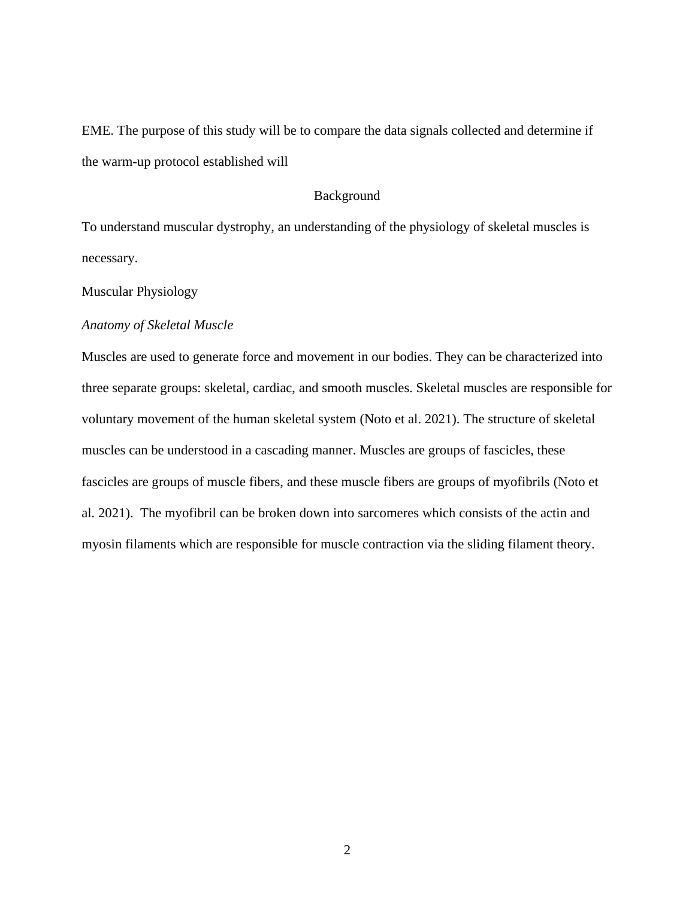EME. The purpose of this study will be to compare the data signals collected and determine if the warm-up protocol established will

# Background

To understand muscular dystrophy, an understanding of the physiology of skeletal muscles is necessary.

## Muscular Physiology

### *Anatomy of Skeletal Muscle*

Muscles are used to generate force and movement in our bodies. They can be characterized into three separate groups: skeletal, cardiac, and smooth muscles. Skeletal muscles are responsible for voluntary movement of the human skeletal system (Noto et al. 2021). The structure of skeletal muscles can be understood in a cascading manner. Muscles are groups of fascicles, these fascicles are groups of muscle fibers, and these muscle fibers are groups of myofibrils (Noto et al. 2021). The myofibril can be broken down into sarcomeres which consists of the actin and myosin filaments which are responsible for muscle contraction via the sliding filament theory.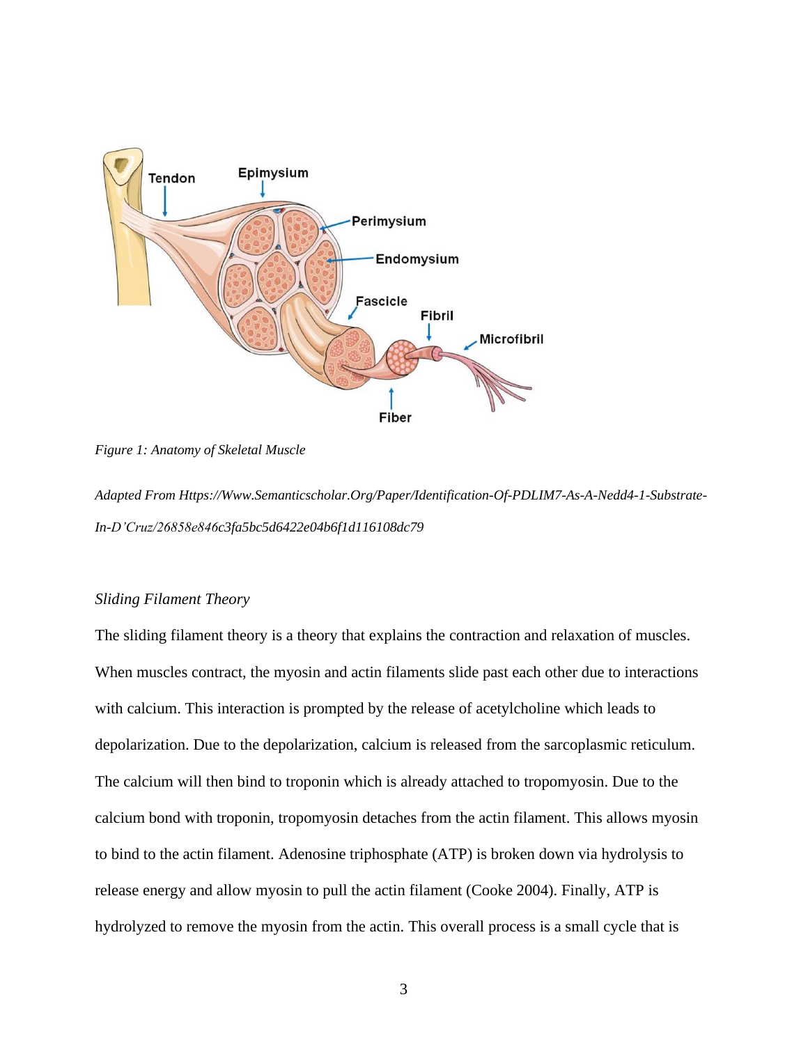*Figure 1: Anatomy of Skeletal Muscle*

*Adapted From Https://Www.Semanticscholar.Org/Paper/Identification-Of-PDLIM7-As-A-Nedd4-1-Substrate-In-D'Cruz/26858e846c3fa5bc5d6422e04b6f1d116108dc79*

*Sliding Filament Theory*

The sliding filament theory is a theory that explains the contraction and relaxation of muscles. When muscles contract, the myosin and actin filaments slide past each other due to interactions with calcium. This interaction is prompted by the release of acetylcholine which leads to depolarization. Due to the depolarization, calcium is released from the sarcoplasmic reticulum. The calcium will then bind to troponin which is already attached to tropomyosin. Due to the calcium bond with troponin, tropomyosin detaches from the actin filament. This allows myosin to bind to the actin filament. Adenosine triphosphate (ATP) is broken down via hydrolysis to release energy and allow myosin to pull the actin filament (Cooke 2004). Finally, ATP is hydrolyzed to remove the myosin from the actin. This overall process is a small cycle that is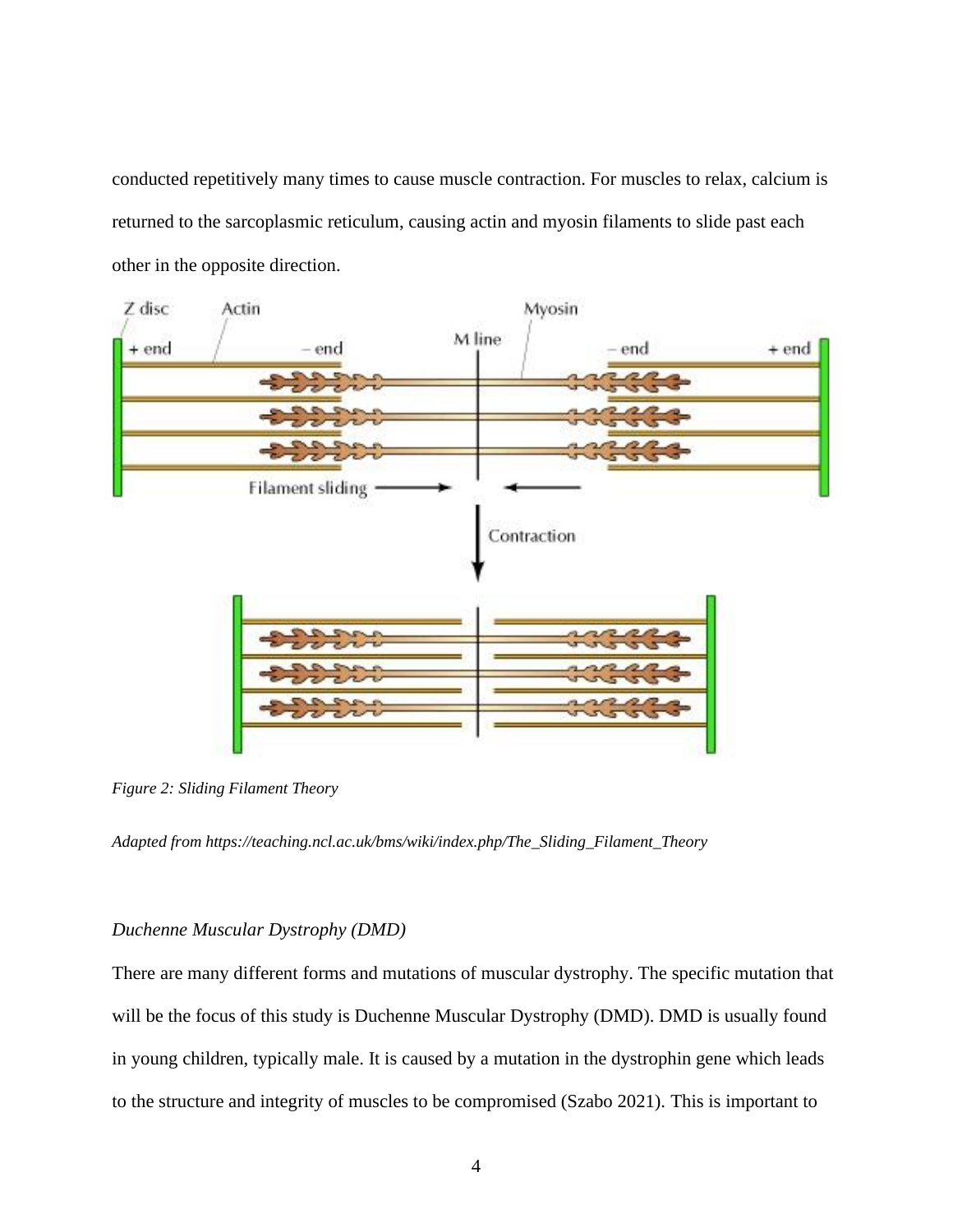conducted repetitively many times to cause muscle contraction. For muscles to relax, calcium is returned to the sarcoplasmic reticulum, causing actin and myosin filaments to slide past each other in the opposite direction.

*Figure 2: Sliding Filament Theory*

*Adapted from https://teaching.ncl.ac.uk/bms/wiki/index.php/The_Sliding_Filament_Theory*

### *Duchenne Muscular Dystrophy (DMD)*

There are many different forms and mutations of muscular dystrophy. The specific mutation that will be the focus of this study is Duchenne Muscular Dystrophy (DMD). DMD is usually found in young children, typically male. It is caused by a mutation in the dystrophin gene which leads to the structure and integrity of muscles to be compromised (Szabo 2021). This is important to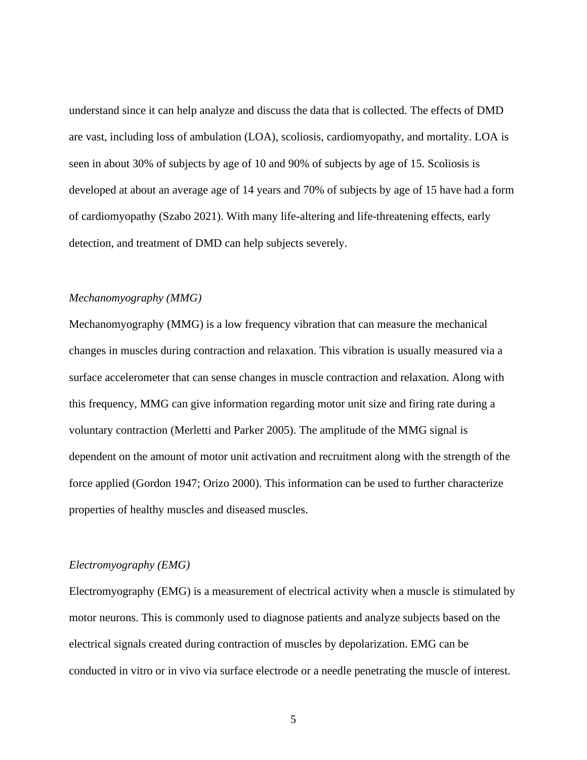understand since it can help analyze and discuss the data that is collected. The effects of DMD are vast, including loss of ambulation (LOA), scoliosis, cardiomyopathy, and mortality. LOA is seen in about 30% of subjects by age of 10 and 90% of subjects by age of 15. Scoliosis is developed at about an average age of 14 years and 70% of subjects by age of 15 have had a form of cardiomyopathy (Szabo 2021). With many life-altering and life-threatening effects, early detection, and treatment of DMD can help subjects severely.

### *Mechanomyography (MMG)*

Mechanomyography (MMG) is a low frequency vibration that can measure the mechanical changes in muscles during contraction and relaxation. This vibration is usually measured via a surface accelerometer that can sense changes in muscle contraction and relaxation. Along with this frequency, MMG can give information regarding motor unit size and firing rate during a voluntary contraction (Merletti and Parker 2005). The amplitude of the MMG signal is dependent on the amount of motor unit activation and recruitment along with the strength of the force applied (Gordon 1947; Orizo 2000). This information can be used to further characterize properties of healthy muscles and diseased muscles.

### *Electromyography (EMG)*

Electromyography (EMG) is a measurement of electrical activity when a muscle is stimulated by motor neurons. This is commonly used to diagnose patients and analyze subjects based on the electrical signals created during contraction of muscles by depolarization. EMG can be conducted in vitro or in vivo via surface electrode or a needle penetrating the muscle of interest.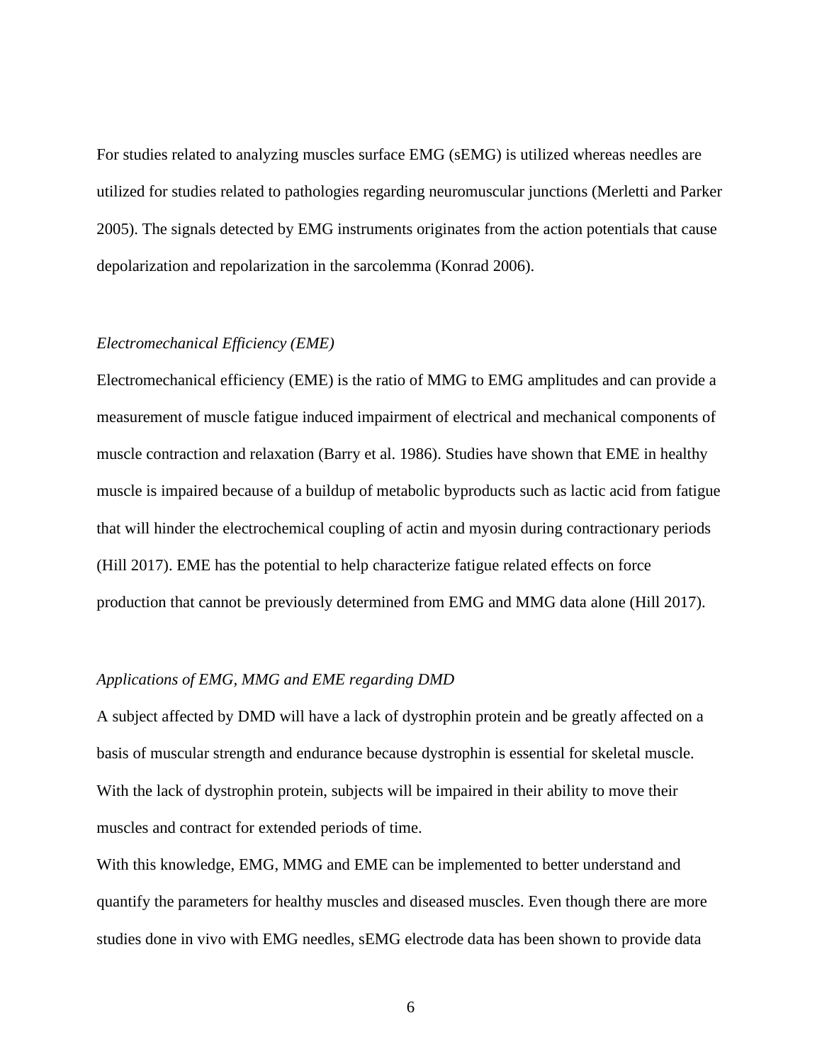For studies related to analyzing muscles surface EMG (sEMG) is utilized whereas needles are utilized for studies related to pathologies regarding neuromuscular junctions (Merletti and Parker 2005). The signals detected by EMG instruments originates from the action potentials that cause depolarization and repolarization in the sarcolemma (Konrad 2006).

### *Electromechanical Efficiency (EME)*

Electromechanical efficiency (EME) is the ratio of MMG to EMG amplitudes and can provide a measurement of muscle fatigue induced impairment of electrical and mechanical components of muscle contraction and relaxation (Barry et al. 1986). Studies have shown that EME in healthy muscle is impaired because of a buildup of metabolic byproducts such as lactic acid from fatigue that will hinder the electrochemical coupling of actin and myosin during contractionary periods (Hill 2017). EME has the potential to help characterize fatigue related effects on force production that cannot be previously determined from EMG and MMG data alone (Hill 2017).

### *Applications of EMG, MMG and EME regarding DMD*

A subject affected by DMD will have a lack of dystrophin protein and be greatly affected on a basis of muscular strength and endurance because dystrophin is essential for skeletal muscle. With the lack of dystrophin protein, subjects will be impaired in their ability to move their muscles and contract for extended periods of time.

With this knowledge, EMG, MMG and EME can be implemented to better understand and quantify the parameters for healthy muscles and diseased muscles. Even though there are more studies done in vivo with EMG needles, sEMG electrode data has been shown to provide data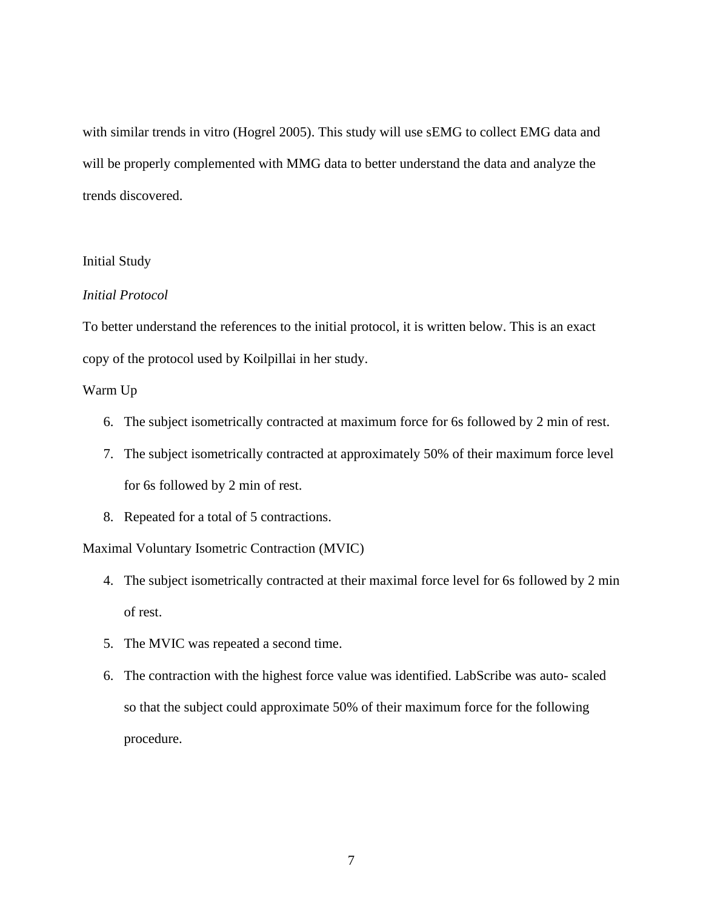with similar trends in vitro (Hogrel 2005). This study will use sEMG to collect EMG data and will be properly complemented with MMG data to better understand the data and analyze the trends discovered.

## Initial Study

### *Initial Protocol*

To better understand the references to the initial protocol, it is written below. This is an exact copy of the protocol used by Koilpillai in her study.

Warm Up

6. The subject isometrically contracted at maximum force for 6s followed by 2 min of rest.
7. The subject isometrically contracted at approximately 50% of their maximum force level for 6s followed by 2 min of rest.
8. Repeated for a total of 5 contractions.

Maximal Voluntary Isometric Contraction (MVIC)

4. The subject isometrically contracted at their maximal force level for 6s followed by 2 min of rest.
5. The MVIC was repeated a second time.
6. The contraction with the highest force value was identified. LabScribe was auto- scaled so that the subject could approximate 50% of their maximum force for the following procedure.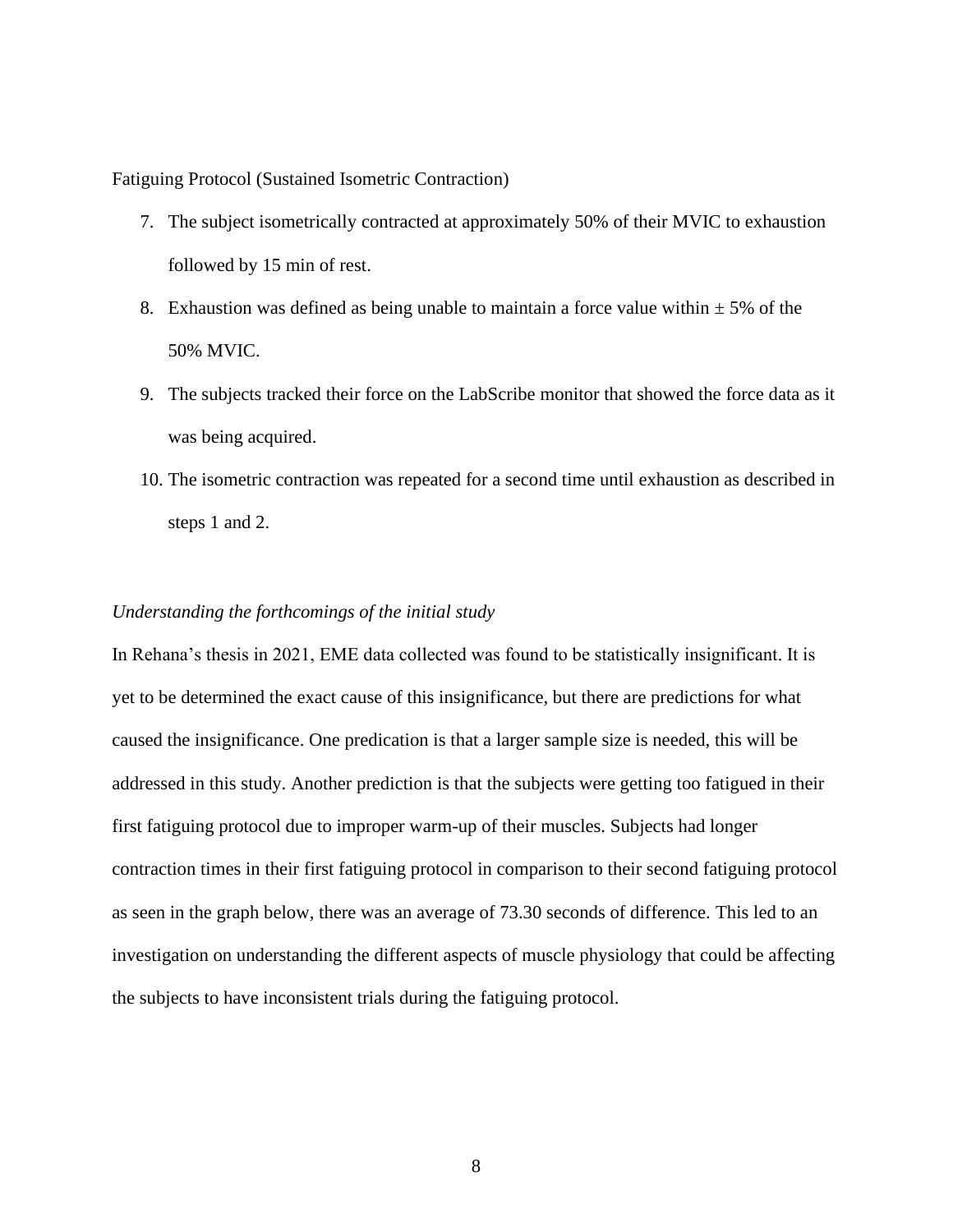Fatiguing Protocol (Sustained Isometric Contraction)

7. The subject isometrically contracted at approximately 50% of their MVIC to exhaustion followed by 15 min of rest.
8. Exhaustion was defined as being unable to maintain a force value within ± 5% of the 50% MVIC.
9. The subjects tracked their force on the LabScribe monitor that showed the force data as it was being acquired.
10. The isometric contraction was repeated for a second time until exhaustion as described in steps 1 and 2.

*Understanding the forthcomings of the initial study*

In Rehana's thesis in 2021, EME data collected was found to be statistically insignificant. It is yet to be determined the exact cause of this insignificance, but there are predictions for what caused the insignificance. One predication is that a larger sample size is needed, this will be addressed in this study. Another prediction is that the subjects were getting too fatigued in their first fatiguing protocol due to improper warm-up of their muscles. Subjects had longer contraction times in their first fatiguing protocol in comparison to their second fatiguing protocol as seen in the graph below, there was an average of 73.30 seconds of difference. This led to an investigation on understanding the different aspects of muscle physiology that could be affecting the subjects to have inconsistent trials during the fatiguing protocol.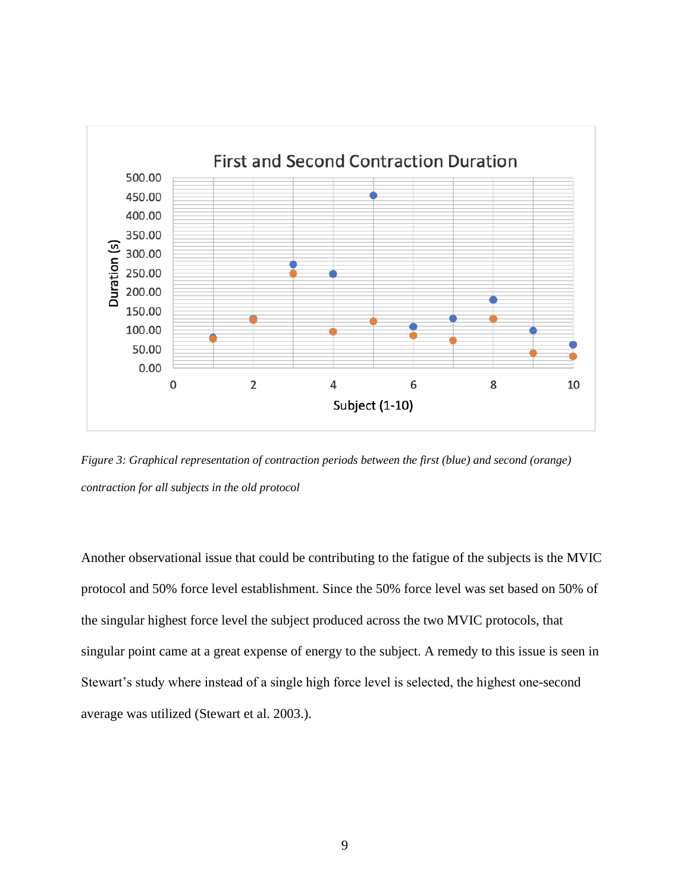*Figure 3: Graphical representation of contraction periods between the first (blue) and second (orange) contraction for all subjects in the old protocol*

Another observational issue that could be contributing to the fatigue of the subjects is the MVIC protocol and 50% force level establishment. Since the 50% force level was set based on 50% of the singular highest force level the subject produced across the two MVIC protocols, that singular point came at a great expense of energy to the subject. A remedy to this issue is seen in Stewart's study where instead of a single high force level is selected, the highest one-second average was utilized (Stewart et al. 2003.).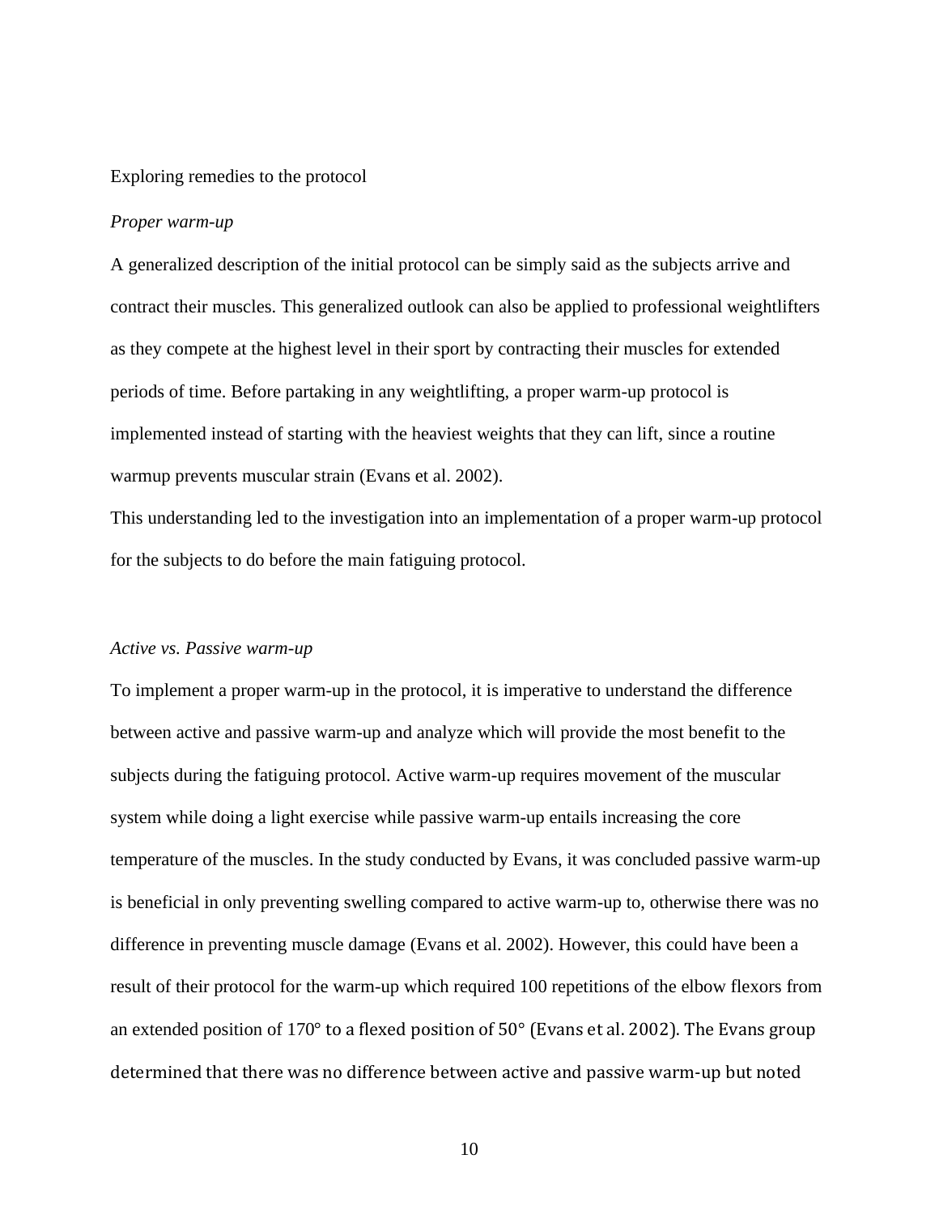Exploring remedies to the protocol

*Proper warm-up*

A generalized description of the initial protocol can be simply said as the subjects arrive and contract their muscles. This generalized outlook can also be applied to professional weightlifters as they compete at the highest level in their sport by contracting their muscles for extended periods of time. Before partaking in any weightlifting, a proper warm-up protocol is implemented instead of starting with the heaviest weights that they can lift, since a routine warmup prevents muscular strain (Evans et al. 2002).

This understanding led to the investigation into an implementation of a proper warm-up protocol for the subjects to do before the main fatiguing protocol.

*Active vs. Passive warm-up*

To implement a proper warm-up in the protocol, it is imperative to understand the difference between active and passive warm-up and analyze which will provide the most benefit to the subjects during the fatiguing protocol. Active warm-up requires movement of the muscular system while doing a light exercise while passive warm-up entails increasing the core temperature of the muscles. In the study conducted by Evans, it was concluded passive warm-up is beneficial in only preventing swelling compared to active warm-up to, otherwise there was no difference in preventing muscle damage (Evans et al. 2002). However, this could have been a result of their protocol for the warm-up which required 100 repetitions of the elbow flexors from an extended position of 170° to a flexed position of 50° (Evans et al. 2002). The Evans group determined that there was no difference between active and passive warm-up but noted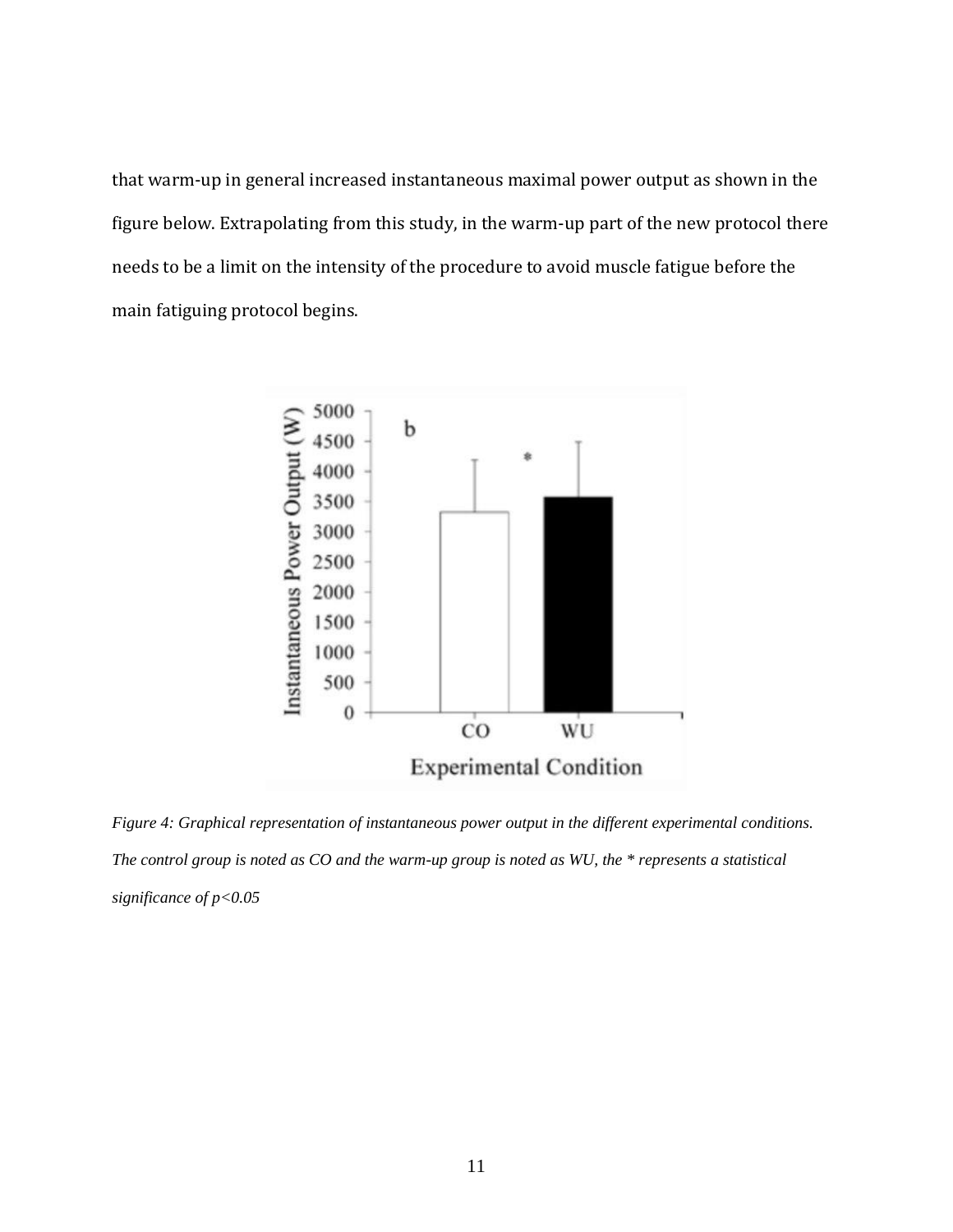that warm-up in general increased instantaneous maximal power output as shown in the figure below. Extrapolating from this study, in the warm-up part of the new protocol there needs to be a limit on the intensity of the procedure to avoid muscle fatigue before the main fatiguing protocol begins.

*Figure 4: Graphical representation of instantaneous power output in the different experimental conditions. The control group is noted as CO and the warm-up group is noted as WU, the * represents a statistical significance of p<0.05*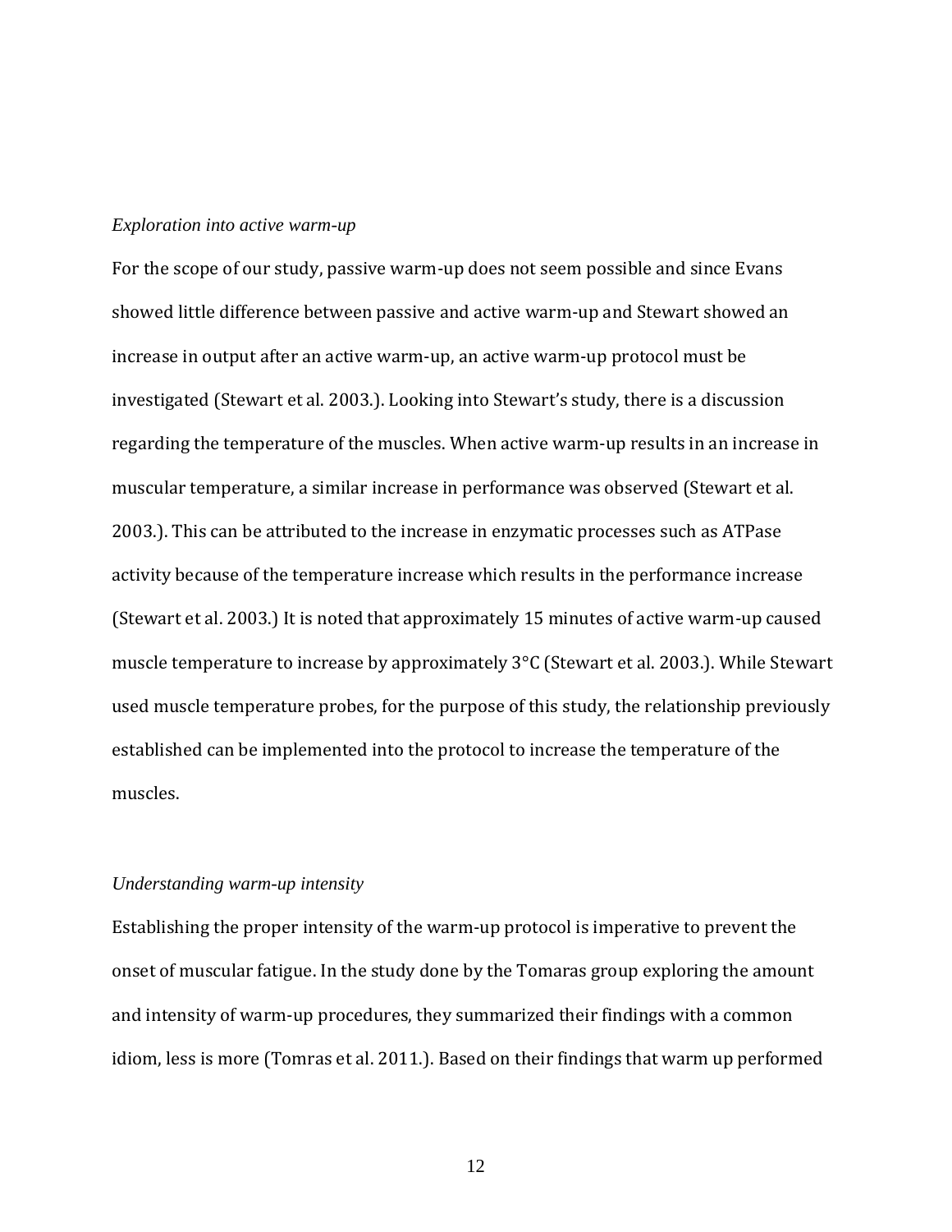*Exploration into active warm-up*

For the scope of our study, passive warm-up does not seem possible and since Evans showed little difference between passive and active warm-up and Stewart showed an increase in output after an active warm-up, an active warm-up protocol must be investigated (Stewart et al. 2003.). Looking into Stewart's study, there is a discussion regarding the temperature of the muscles. When active warm-up results in an increase in muscular temperature, a similar increase in performance was observed (Stewart et al. 2003.). This can be attributed to the increase in enzymatic processes such as ATPase activity because of the temperature increase which results in the performance increase (Stewart et al. 2003.) It is noted that approximately 15 minutes of active warm-up caused muscle temperature to increase by approximately 3°C (Stewart et al. 2003.). While Stewart used muscle temperature probes, for the purpose of this study, the relationship previously established can be implemented into the protocol to increase the temperature of the muscles.

*Understanding warm-up intensity*

Establishing the proper intensity of the warm-up protocol is imperative to prevent the onset of muscular fatigue. In the study done by the Tomaras group exploring the amount and intensity of warm-up procedures, they summarized their findings with a common idiom, less is more (Tomras et al. 2011.). Based on their findings that warm up performed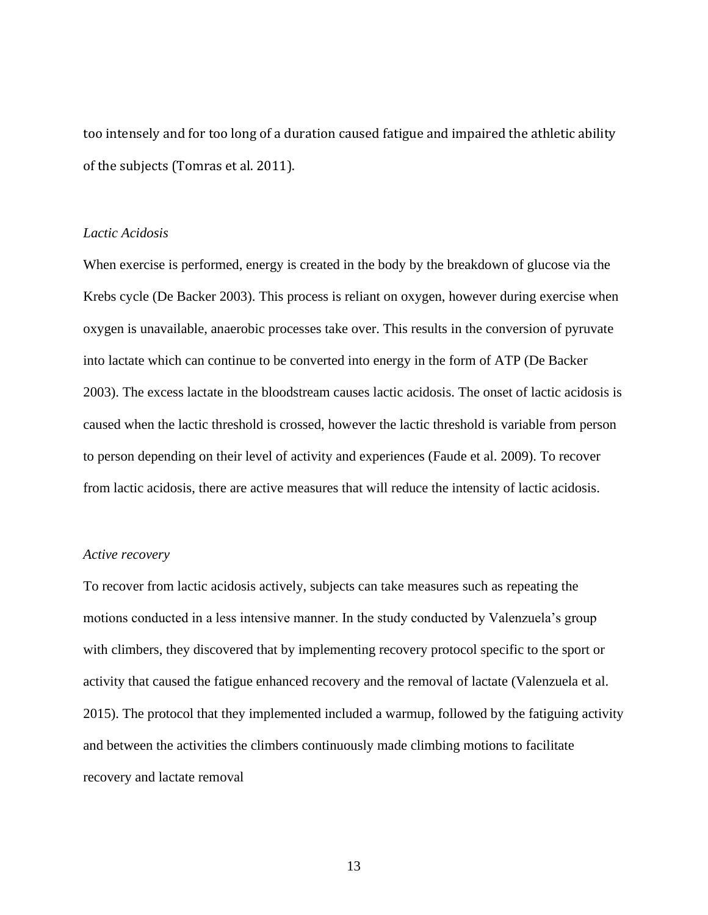too intensely and for too long of a duration caused fatigue and impaired the athletic ability of the subjects (Tomras et al. 2011).

*Lactic Acidosis*

When exercise is performed, energy is created in the body by the breakdown of glucose via the Krebs cycle (De Backer 2003). This process is reliant on oxygen, however during exercise when oxygen is unavailable, anaerobic processes take over. This results in the conversion of pyruvate into lactate which can continue to be converted into energy in the form of ATP (De Backer 2003). The excess lactate in the bloodstream causes lactic acidosis. The onset of lactic acidosis is caused when the lactic threshold is crossed, however the lactic threshold is variable from person to person depending on their level of activity and experiences (Faude et al. 2009). To recover from lactic acidosis, there are active measures that will reduce the intensity of lactic acidosis.

*Active recovery*

To recover from lactic acidosis actively, subjects can take measures such as repeating the motions conducted in a less intensive manner. In the study conducted by Valenzuela's group with climbers, they discovered that by implementing recovery protocol specific to the sport or activity that caused the fatigue enhanced recovery and the removal of lactate (Valenzuela et al. 2015). The protocol that they implemented included a warmup, followed by the fatiguing activity and between the activities the climbers continuously made climbing motions to facilitate recovery and lactate removal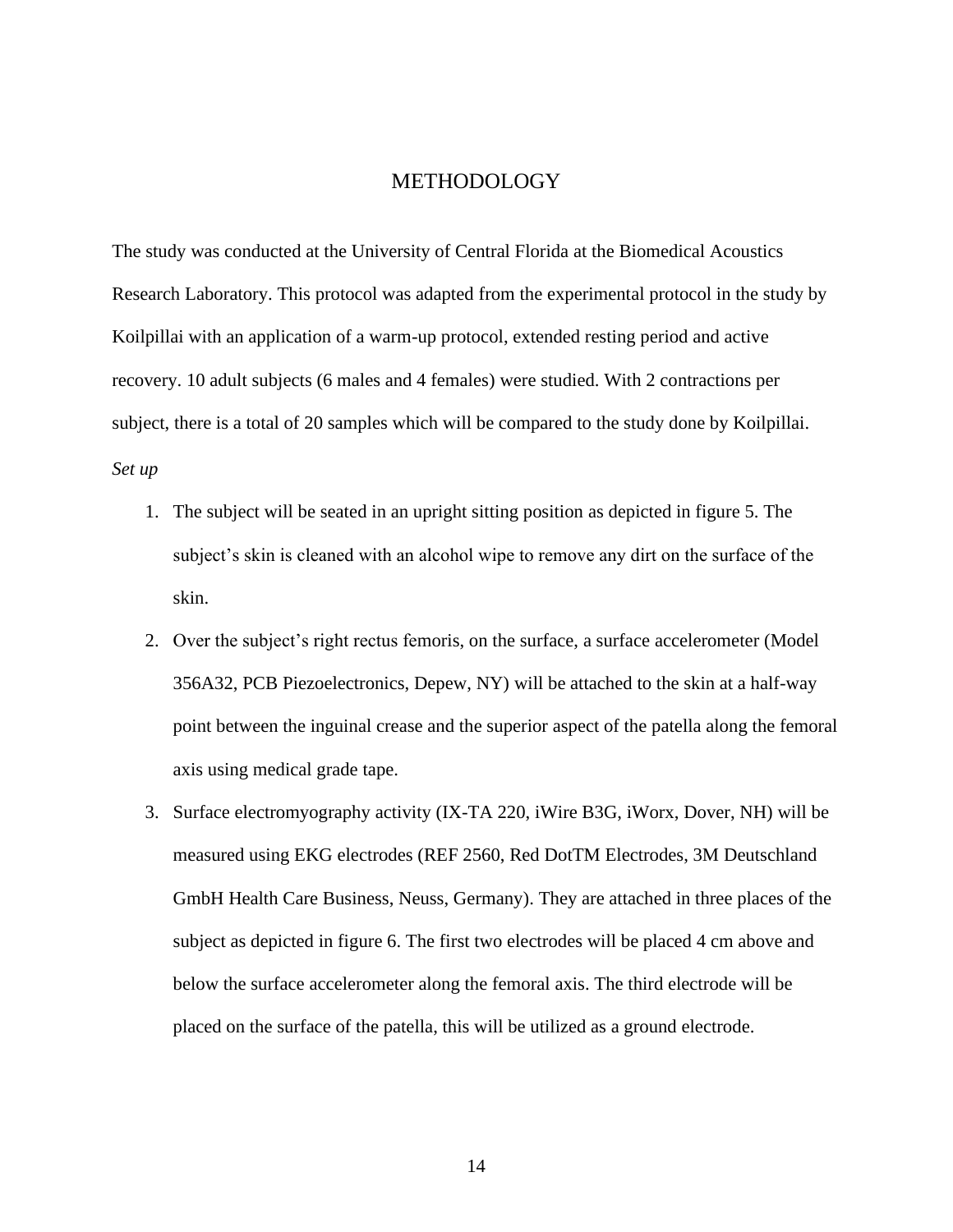# METHODOLOGY

The study was conducted at the University of Central Florida at the Biomedical Acoustics Research Laboratory. This protocol was adapted from the experimental protocol in the study by Koilpillai with an application of a warm-up protocol, extended resting period and active recovery. 10 adult subjects (6 males and 4 females) were studied. With 2 contractions per subject, there is a total of 20 samples which will be compared to the study done by Koilpillai.

*Set up*

1. The subject will be seated in an upright sitting position as depicted in figure 5. The subject's skin is cleaned with an alcohol wipe to remove any dirt on the surface of the skin.
2. Over the subject's right rectus femoris, on the surface, a surface accelerometer (Model 356A32, PCB Piezoelectronics, Depew, NY) will be attached to the skin at a half-way point between the inguinal crease and the superior aspect of the patella along the femoral axis using medical grade tape.
3. Surface electromyography activity (IX-TA 220, iWire B3G, iWorx, Dover, NH) will be measured using EKG electrodes (REF 2560, Red DotTM Electrodes, 3M Deutschland GmbH Health Care Business, Neuss, Germany). They are attached in three places of the subject as depicted in figure 6. The first two electrodes will be placed 4 cm above and below the surface accelerometer along the femoral axis. The third electrode will be placed on the surface of the patella, this will be utilized as a ground electrode.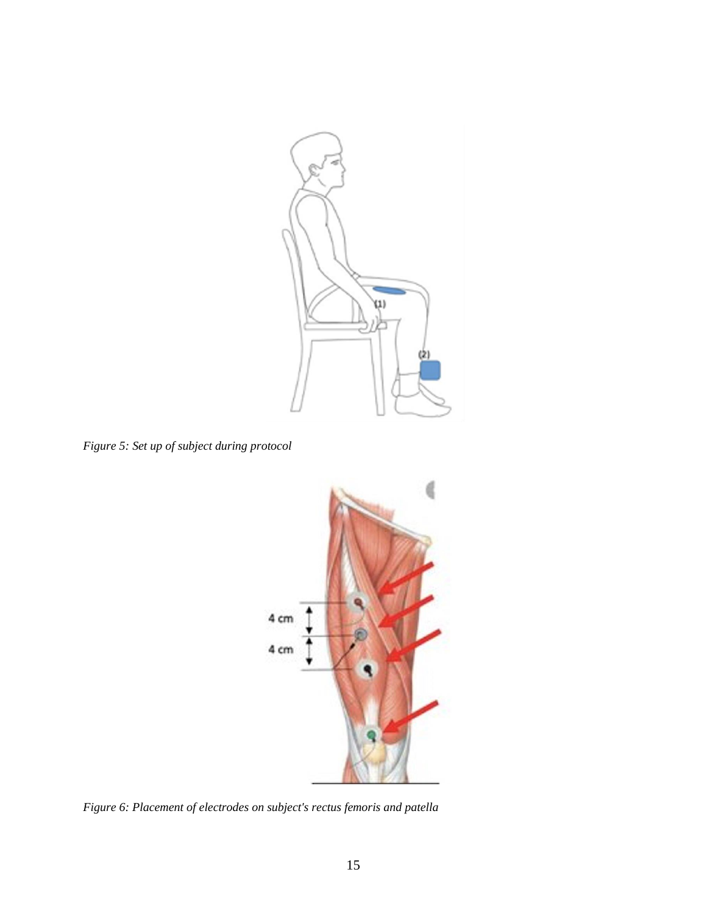*Figure 5: Set up of subject during protocol*

*Figure 6: Placement of electrodes on subject's rectus femoris and patella*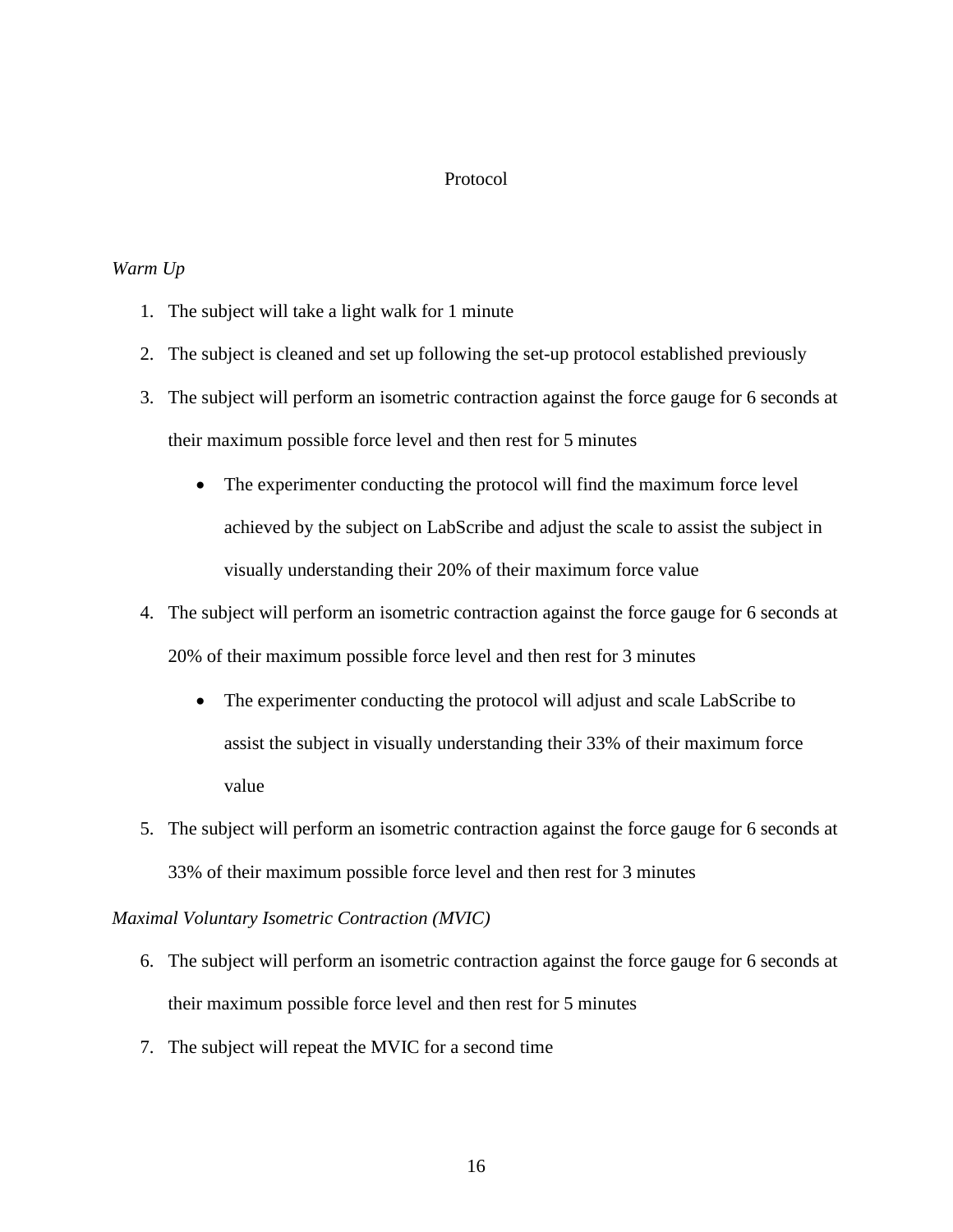# Protocol

*Warm Up*

1. The subject will take a light walk for 1 minute
2. The subject is cleaned and set up following the set-up protocol established previously
3. The subject will perform an isometric contraction against the force gauge for 6 seconds at their maximum possible force level and then rest for 5 minutes
    - The experimenter conducting the protocol will find the maximum force level achieved by the subject on LabScribe and adjust the scale to assist the subject in visually understanding their 20% of their maximum force value
4. The subject will perform an isometric contraction against the force gauge for 6 seconds at 20% of their maximum possible force level and then rest for 3 minutes
    - The experimenter conducting the protocol will adjust and scale LabScribe to assist the subject in visually understanding their 33% of their maximum force value
5. The subject will perform an isometric contraction against the force gauge for 6 seconds at 33% of their maximum possible force level and then rest for 3 minutes

*Maximal Voluntary Isometric Contraction (MVIC)*

6. The subject will perform an isometric contraction against the force gauge for 6 seconds at their maximum possible force level and then rest for 5 minutes
7. The subject will repeat the MVIC for a second time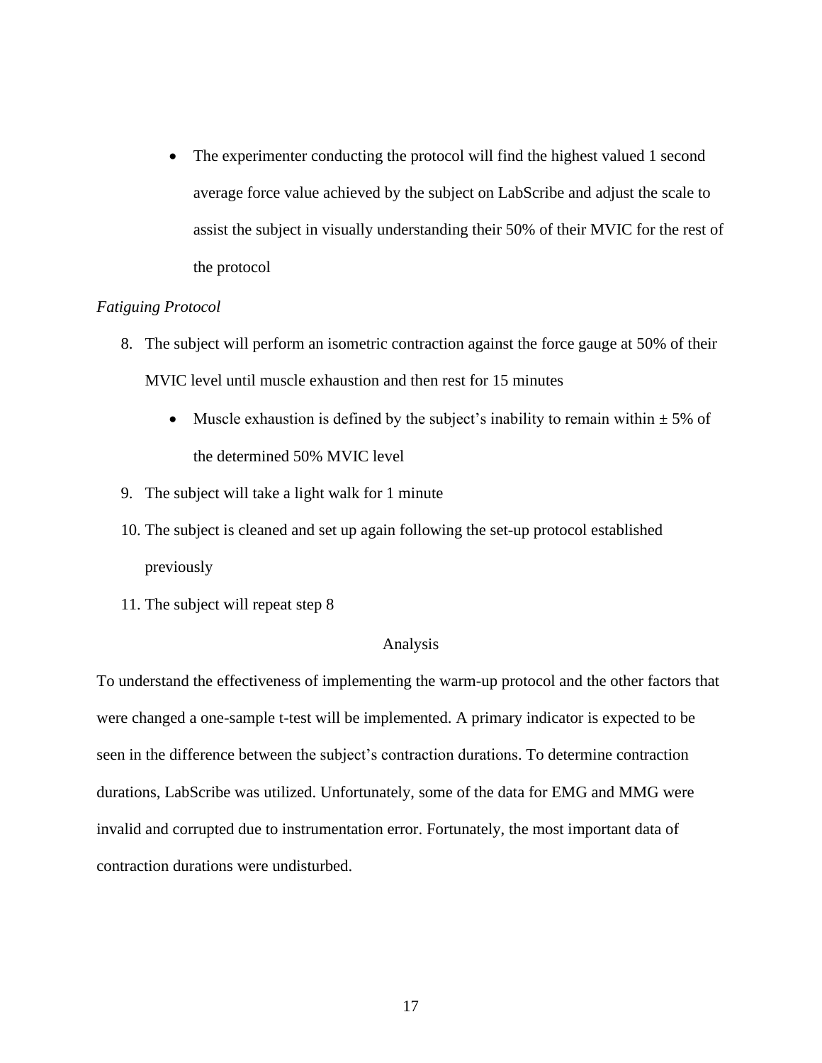- The experimenter conducting the protocol will find the highest valued 1 second average force value achieved by the subject on LabScribe and adjust the scale to assist the subject in visually understanding their 50% of their MVIC for the rest of the protocol

*Fatiguing Protocol*

8. The subject will perform an isometric contraction against the force gauge at 50% of their MVIC level until muscle exhaustion and then rest for 15 minutes
    - Muscle exhaustion is defined by the subject's inability to remain within ± 5% of the determined 50% MVIC level
9. The subject will take a light walk for 1 minute
10. The subject is cleaned and set up again following the set-up protocol established previously
11. The subject will repeat step 8

## Analysis

To understand the effectiveness of implementing the warm-up protocol and the other factors that were changed a one-sample t-test will be implemented. A primary indicator is expected to be seen in the difference between the subject's contraction durations. To determine contraction durations, LabScribe was utilized. Unfortunately, some of the data for EMG and MMG were invalid and corrupted due to instrumentation error. Fortunately, the most important data of contraction durations were undisturbed.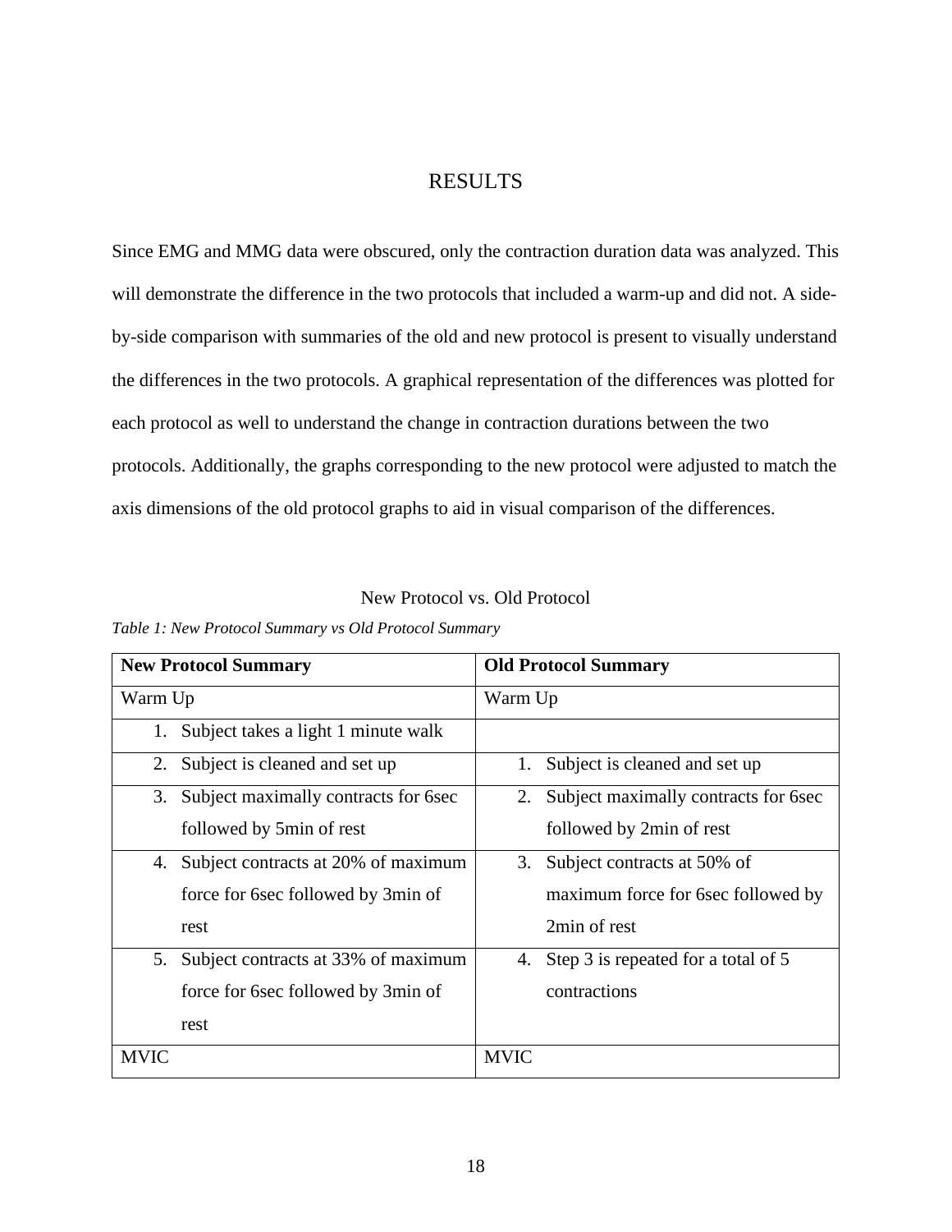# RESULTS

Since EMG and MMG data were obscured, only the contraction duration data was analyzed. This will demonstrate the difference in the two protocols that included a warm-up and did not. A side-by-side comparison with summaries of the old and new protocol is present to visually understand the differences in the two protocols. A graphical representation of the differences was plotted for each protocol as well to understand the change in contraction durations between the two protocols. Additionally, the graphs corresponding to the new protocol were adjusted to match the axis dimensions of the old protocol graphs to aid in visual comparison of the differences.

New Protocol vs. Old Protocol

*Table 1: New Protocol Summary vs Old Protocol Summary*

| **New Protocol Summary** | **Old Protocol Summary** |
|---|---|
| Warm Up | Warm Up |
| 1. Subject takes a light 1 minute walk | |
| 2. Subject is cleaned and set up | 1. Subject is cleaned and set up |
| 3. Subject maximally contracts for 6sec followed by 5min of rest | 2. Subject maximally contracts for 6sec followed by 2min of rest |
| 4. Subject contracts at 20% of maximum force for 6sec followed by 3min of rest | 3. Subject contracts at 50% of maximum force for 6sec followed by 2min of rest |
| 5. Subject contracts at 33% of maximum force for 6sec followed by 3min of rest | 4. Step 3 is repeated for a total of 5 contractions |
| MVIC | MVIC |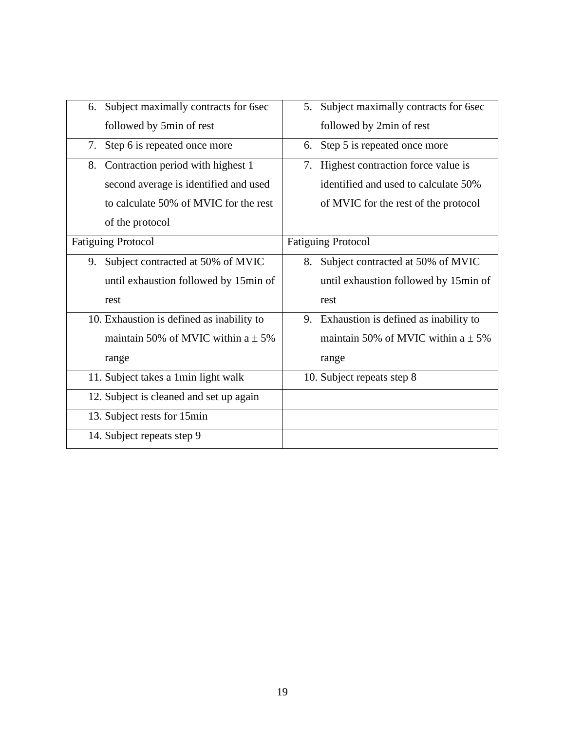| | |
|---|---|
| 6. Subject maximally contracts for 6sec followed by 5min of rest | 5. Subject maximally contracts for 6sec followed by 2min of rest |
| 7. Step 6 is repeated once more | 6. Step 5 is repeated once more |
| 8. Contraction period with highest 1 second average is identified and used to calculate 50% of MVIC for the rest of the protocol | 7. Highest contraction force value is identified and used to calculate 50% of MVIC for the rest of the protocol |
| Fatiguing Protocol | Fatiguing Protocol |
| 9. Subject contracted at 50% of MVIC until exhaustion followed by 15min of rest | 8. Subject contracted at 50% of MVIC until exhaustion followed by 15min of rest |
| 10. Exhaustion is defined as inability to maintain 50% of MVIC within a ± 5% range | 9. Exhaustion is defined as inability to maintain 50% of MVIC within a ± 5% range |
| 11. Subject takes a 1min light walk | 10. Subject repeats step 8 |
| 12. Subject is cleaned and set up again | |
| 13. Subject rests for 15min | |
| 14. Subject repeats step 9 | |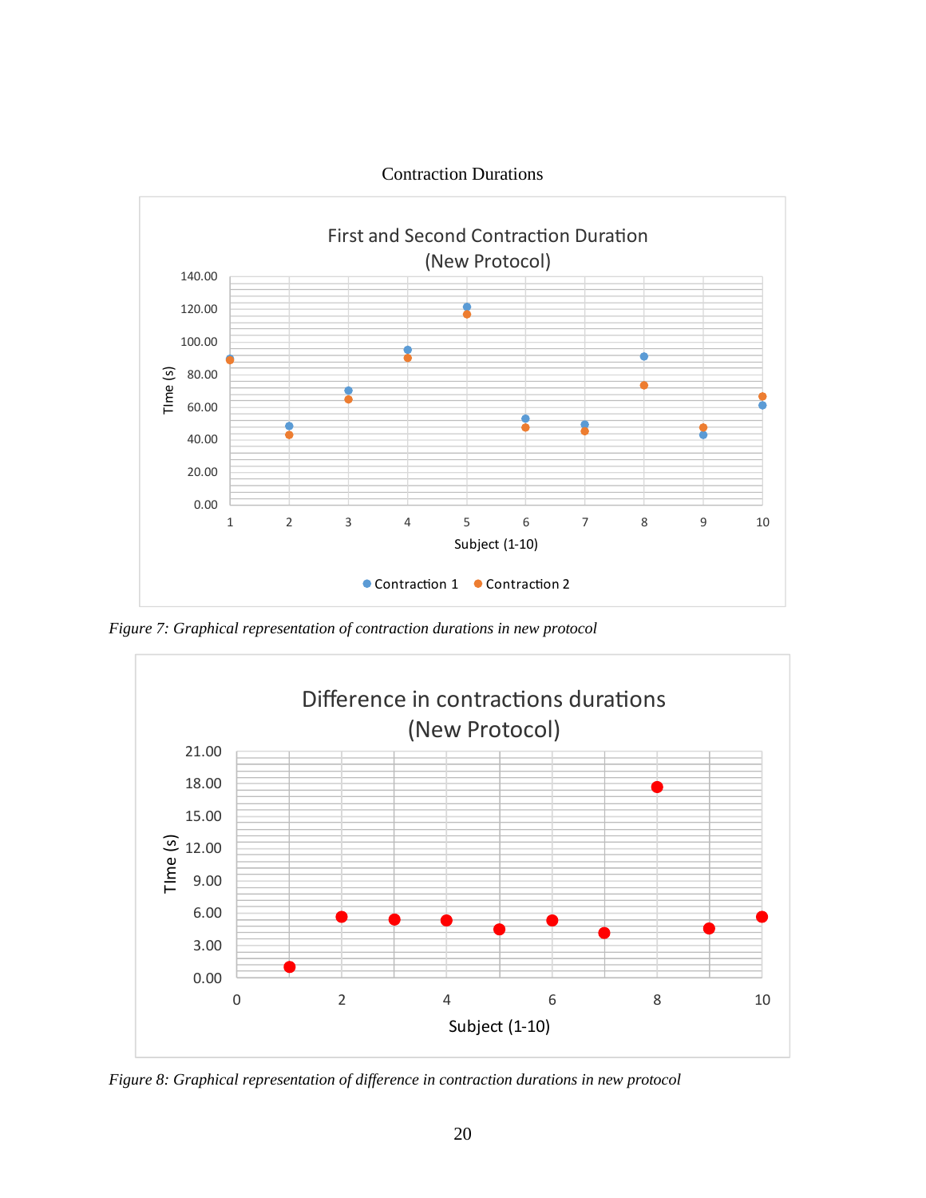Contraction Durations

*Figure 7: Graphical representation of contraction durations in new protocol*

*Figure 8: Graphical representation of difference in contraction durations in new protocol*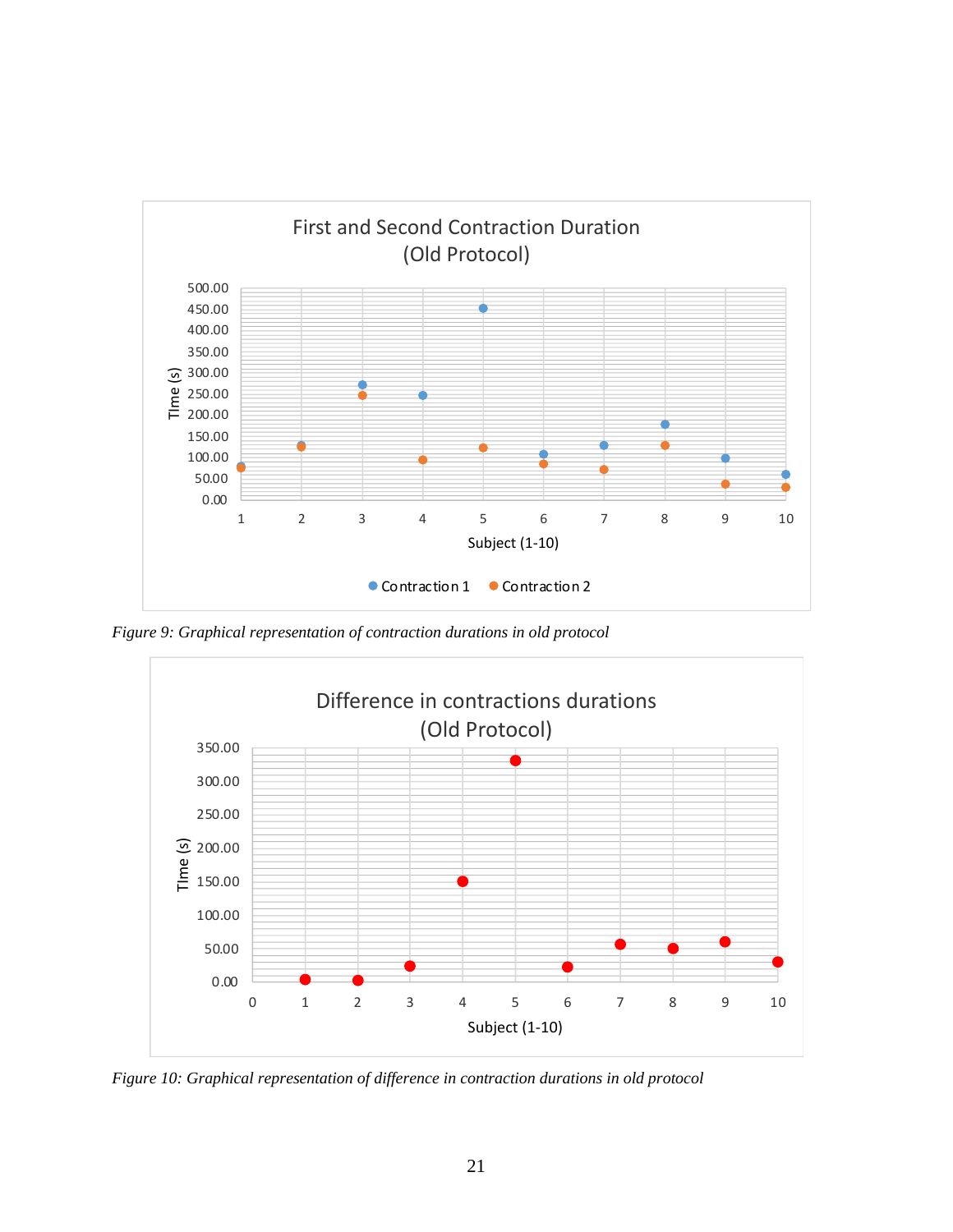*Figure 9: Graphical representation of contraction durations in old protocol*

*Figure 10: Graphical representation of difference in contraction durations in old protocol*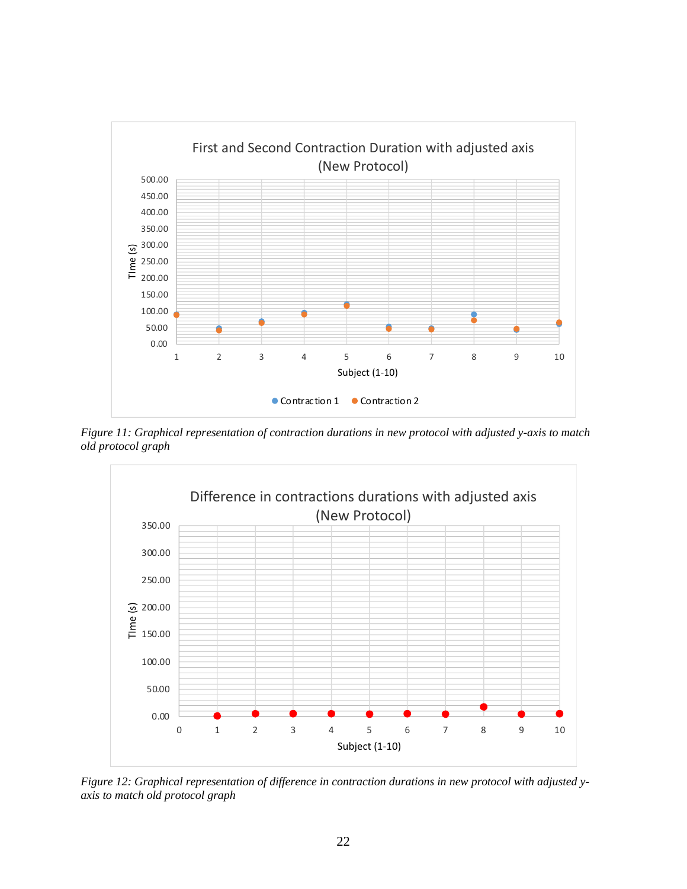Figure 11: Graphical representation of contraction durations in new protocol with adjusted y-axis to match old protocol graph

Figure 12: Graphical representation of difference in contraction durations in new protocol with adjusted y-axis to match old protocol graph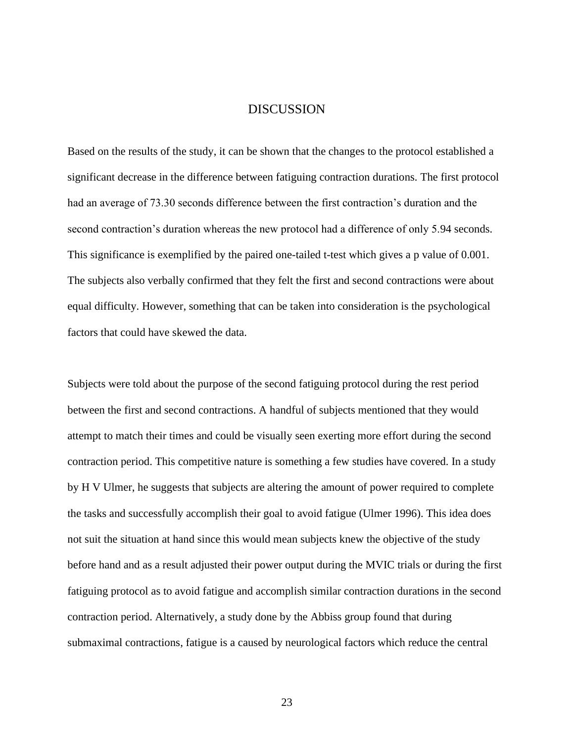# DISCUSSION

Based on the results of the study, it can be shown that the changes to the protocol established a significant decrease in the difference between fatiguing contraction durations. The first protocol had an average of 73.30 seconds difference between the first contraction's duration and the second contraction's duration whereas the new protocol had a difference of only 5.94 seconds. This significance is exemplified by the paired one-tailed t-test which gives a p value of 0.001. The subjects also verbally confirmed that they felt the first and second contractions were about equal difficulty. However, something that can be taken into consideration is the psychological factors that could have skewed the data.

Subjects were told about the purpose of the second fatiguing protocol during the rest period between the first and second contractions. A handful of subjects mentioned that they would attempt to match their times and could be visually seen exerting more effort during the second contraction period. This competitive nature is something a few studies have covered. In a study by H V Ulmer, he suggests that subjects are altering the amount of power required to complete the tasks and successfully accomplish their goal to avoid fatigue (Ulmer 1996). This idea does not suit the situation at hand since this would mean subjects knew the objective of the study before hand and as a result adjusted their power output during the MVIC trials or during the first fatiguing protocol as to avoid fatigue and accomplish similar contraction durations in the second contraction period. Alternatively, a study done by the Abbiss group found that during submaximal contractions, fatigue is a caused by neurological factors which reduce the central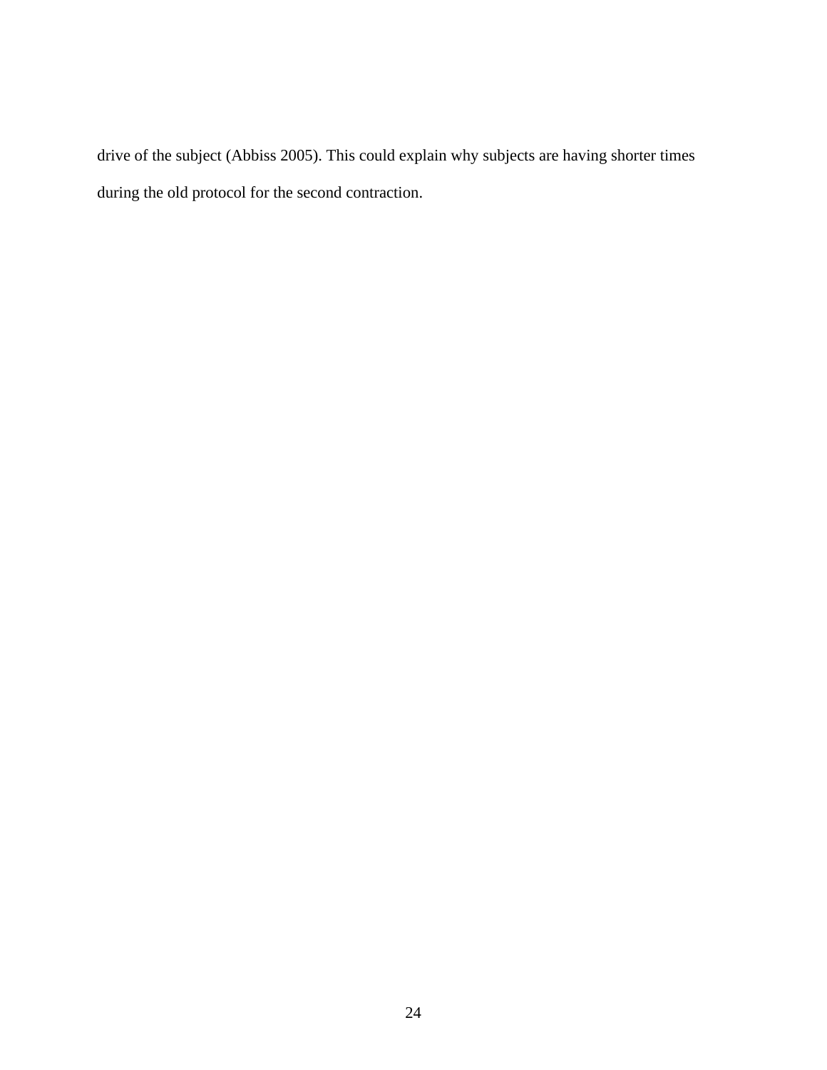drive of the subject (Abbiss 2005). This could explain why subjects are having shorter times during the old protocol for the second contraction.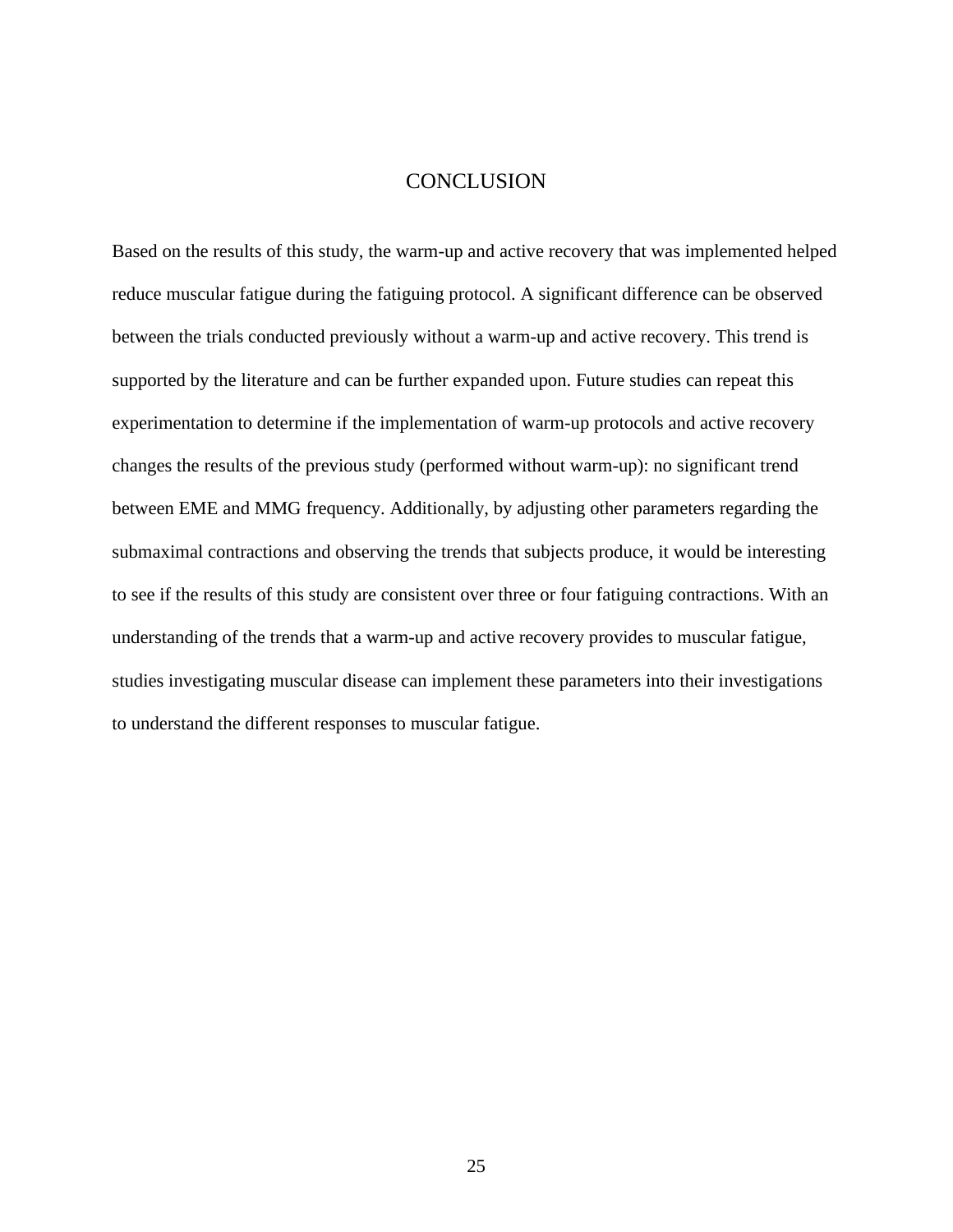# CONCLUSION

Based on the results of this study, the warm-up and active recovery that was implemented helped reduce muscular fatigue during the fatiguing protocol. A significant difference can be observed between the trials conducted previously without a warm-up and active recovery. This trend is supported by the literature and can be further expanded upon. Future studies can repeat this experimentation to determine if the implementation of warm-up protocols and active recovery changes the results of the previous study (performed without warm-up): no significant trend between EME and MMG frequency. Additionally, by adjusting other parameters regarding the submaximal contractions and observing the trends that subjects produce, it would be interesting to see if the results of this study are consistent over three or four fatiguing contractions. With an understanding of the trends that a warm-up and active recovery provides to muscular fatigue, studies investigating muscular disease can implement these parameters into their investigations to understand the different responses to muscular fatigue.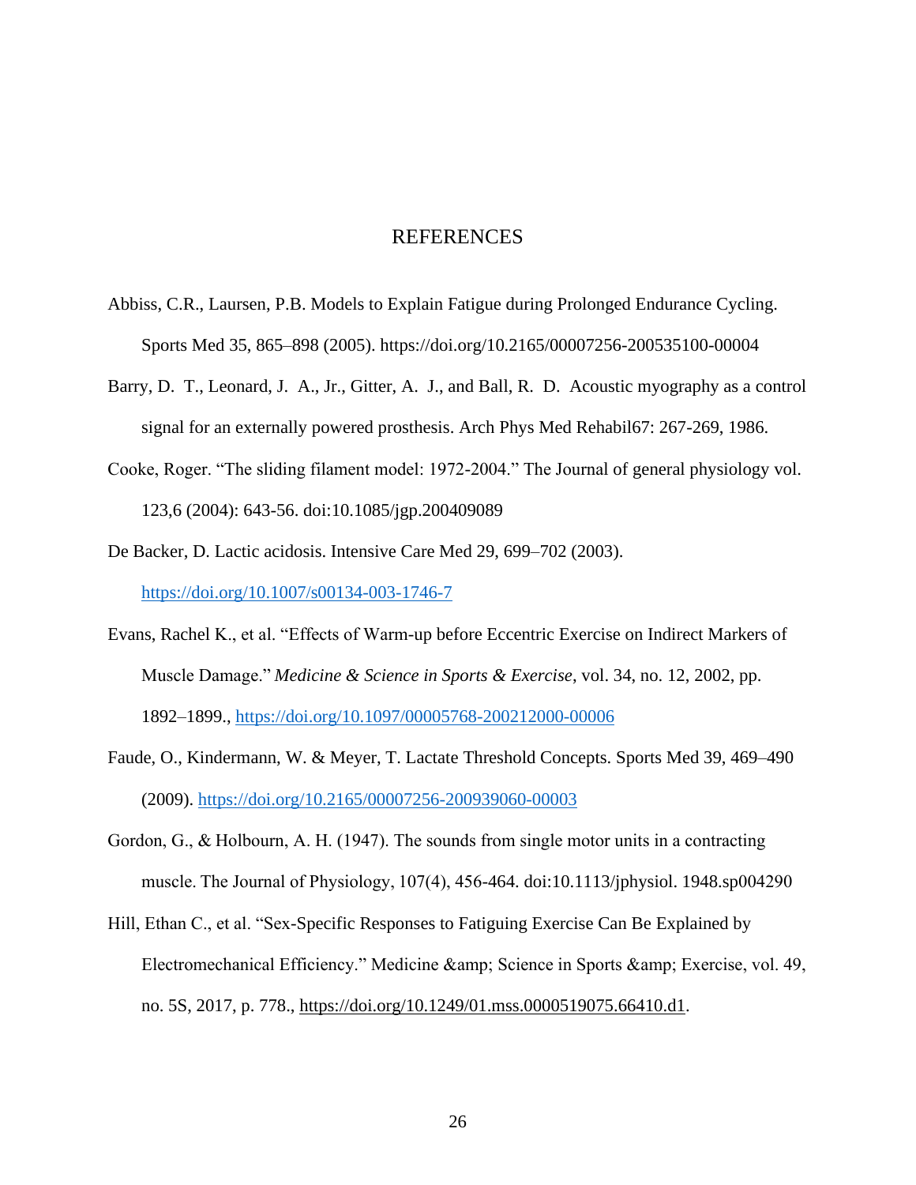# REFERENCES

Abbiss, C.R., Laursen, P.B. Models to Explain Fatigue during Prolonged Endurance Cycling. Sports Med 35, 865–898 (2005). https://doi.org/10.2165/00007256-200535100-00004

Barry, D. T., Leonard, J. A., Jr., Gitter, A. J., and Ball, R. D. Acoustic myography as a control signal for an externally powered prosthesis. Arch Phys Med Rehabil67: 267-269, 1986.

Cooke, Roger. "The sliding filament model: 1972-2004." The Journal of general physiology vol. 123,6 (2004): 643-56. doi:10.1085/jgp.200409089

De Backer, D. Lactic acidosis. Intensive Care Med 29, 699–702 (2003). https://doi.org/10.1007/s00134-003-1746-7

Evans, Rachel K., et al. "Effects of Warm-up before Eccentric Exercise on Indirect Markers of Muscle Damage." *Medicine & Science in Sports & Exercise*, vol. 34, no. 12, 2002, pp. 1892–1899., https://doi.org/10.1097/00005768-200212000-00006

Faude, O., Kindermann, W. & Meyer, T. Lactate Threshold Concepts. Sports Med 39, 469–490 (2009). https://doi.org/10.2165/00007256-200939060-00003

Gordon, G., & Holbourn, A. H. (1947). The sounds from single motor units in a contracting muscle. The Journal of Physiology, 107(4), 456-464. doi:10.1113/jphysiol. 1948.sp004290

Hill, Ethan C., et al. "Sex-Specific Responses to Fatiguing Exercise Can Be Explained by Electromechanical Efficiency." Medicine &amp; Science in Sports &amp; Exercise, vol. 49, no. 5S, 2017, p. 778., https://doi.org/10.1249/01.mss.0000519075.66410.d1.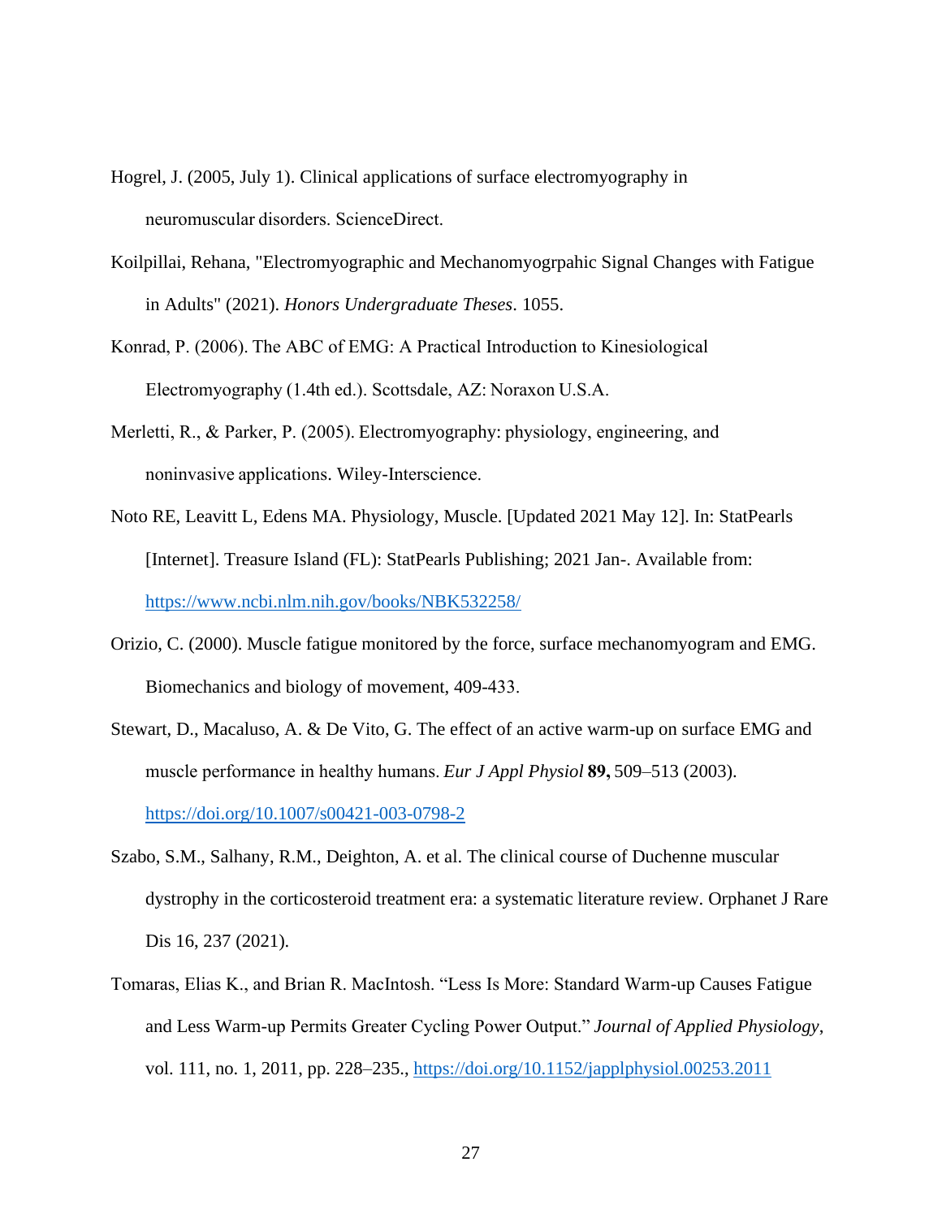Hogrel, J. (2005, July 1). Clinical applications of surface electromyography in neuromuscular disorders. ScienceDirect.

Koilpillai, Rehana, "Electromyographic and Mechanomyogrpahic Signal Changes with Fatigue in Adults" (2021). *Honors Undergraduate Theses*. 1055.

Konrad, P. (2006). The ABC of EMG: A Practical Introduction to Kinesiological Electromyography (1.4th ed.). Scottsdale, AZ: Noraxon U.S.A.

Merletti, R., & Parker, P. (2005). Electromyography: physiology, engineering, and noninvasive applications. Wiley-Interscience.

Noto RE, Leavitt L, Edens MA. Physiology, Muscle. [Updated 2021 May 12]. In: StatPearls [Internet]. Treasure Island (FL): StatPearls Publishing; 2021 Jan-. Available from: https://www.ncbi.nlm.nih.gov/books/NBK532258/

Orizio, C. (2000). Muscle fatigue monitored by the force, surface mechanomyogram and EMG. Biomechanics and biology of movement, 409-433.

Stewart, D., Macaluso, A. & De Vito, G. The effect of an active warm-up on surface EMG and muscle performance in healthy humans. *Eur J Appl Physiol* **89,** 509–513 (2003). https://doi.org/10.1007/s00421-003-0798-2

Szabo, S.M., Salhany, R.M., Deighton, A. et al. The clinical course of Duchenne muscular dystrophy in the corticosteroid treatment era: a systematic literature review. Orphanet J Rare Dis 16, 237 (2021).

Tomaras, Elias K., and Brian R. MacIntosh. "Less Is More: Standard Warm-up Causes Fatigue and Less Warm-up Permits Greater Cycling Power Output." *Journal of Applied Physiology*, vol. 111, no. 1, 2011, pp. 228–235., https://doi.org/10.1152/japplphysiol.00253.2011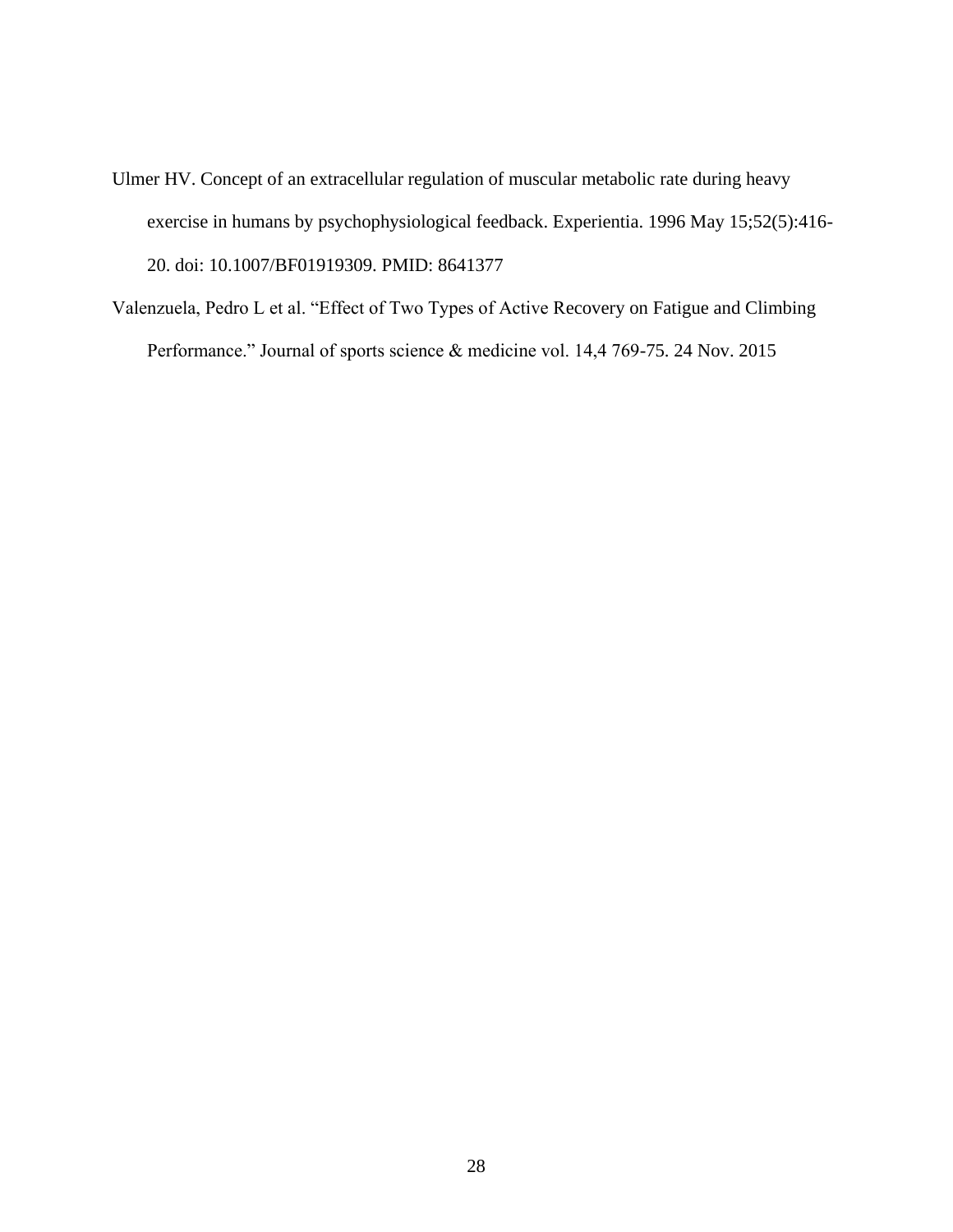Ulmer HV. Concept of an extracellular regulation of muscular metabolic rate during heavy exercise in humans by psychophysiological feedback. Experientia. 1996 May 15;52(5):416-20. doi: 10.1007/BF01919309. PMID: 8641377

Valenzuela, Pedro L et al. "Effect of Two Types of Active Recovery on Fatigue and Climbing Performance." Journal of sports science & medicine vol. 14,4 769-75. 24 Nov. 2015